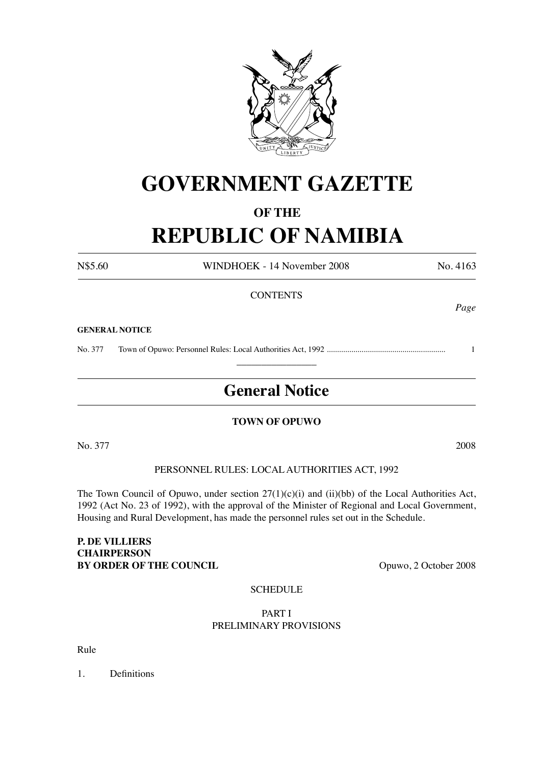# GOVERNMENT GAZETTE

## OF THE

# REPUBLIC OF NAMIBIA

N$5.60 WINDHOEK - 14 November 2008 No. 4163

CONTENTS

*Page*

**GENERAL NOTICE**

No. 377 Town of Opuwo: Personnel Rules: Local Authorities Act, 1992 ......................................................... 1

---

## General Notice

**TOWN OF OPUWO**

No. 377 2008

PERSONNEL RULES: LOCAL AUTHORITIES ACT, 1992

The Town Council of Opuwo, under section 27(1)(c)(i) and (ii)(bb) of the Local Authorities Act, 1992 (Act No. 23 of 1992), with the approval of the Minister of Regional and Local Government, Housing and Rural Development, has made the personnel rules set out in the Schedule.

**P. DE VILLIERS**
**CHAIRPERSON**
**BY ORDER OF THE COUNCIL** Opuwo, 2 October 2008

SCHEDULE

PART I
PRELIMINARY PROVISIONS

Rule

1. Definitions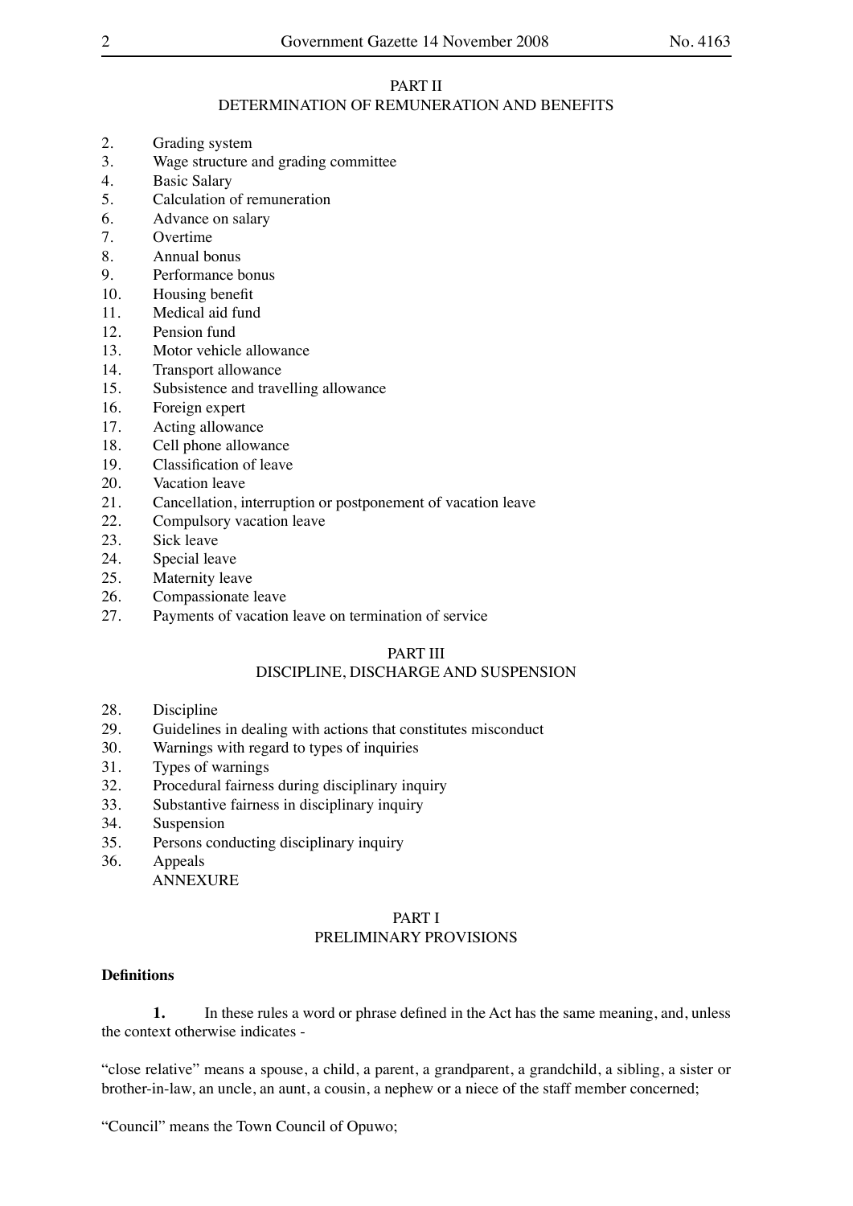PART II
DETERMINATION OF REMUNERATION AND BENEFITS

2. Grading system
3. Wage structure and grading committee
4. Basic Salary
5. Calculation of remuneration
6. Advance on salary
7. Overtime
8. Annual bonus
9. Performance bonus
10. Housing benefit
11. Medical aid fund
12. Pension fund
13. Motor vehicle allowance
14. Transport allowance
15. Subsistence and travelling allowance
16. Foreign expert
17. Acting allowance
18. Cell phone allowance
19. Classification of leave
20. Vacation leave
21. Cancellation, interruption or postponement of vacation leave
22. Compulsory vacation leave
23. Sick leave
24. Special leave
25. Maternity leave
26. Compassionate leave
27. Payments of vacation leave on termination of service

PART III
DISCIPLINE, DISCHARGE AND SUSPENSION

28. Discipline
29. Guidelines in dealing with actions that constitutes misconduct
30. Warnings with regard to types of inquiries
31. Types of warnings
32. Procedural fairness during disciplinary inquiry
33. Substantive fairness in disciplinary inquiry
34. Suspension
35. Persons conducting disciplinary inquiry
36. Appeals

ANNEXURE

PART I
PRELIMINARY PROVISIONS

**Definitions**

**1.** In these rules a word or phrase defined in the Act has the same meaning, and, unless the context otherwise indicates -

"close relative" means a spouse, a child, a parent, a grandparent, a grandchild, a sibling, a sister or brother-in-law, an uncle, an aunt, a cousin, a nephew or a niece of the staff member concerned;

"Council" means the Town Council of Opuwo;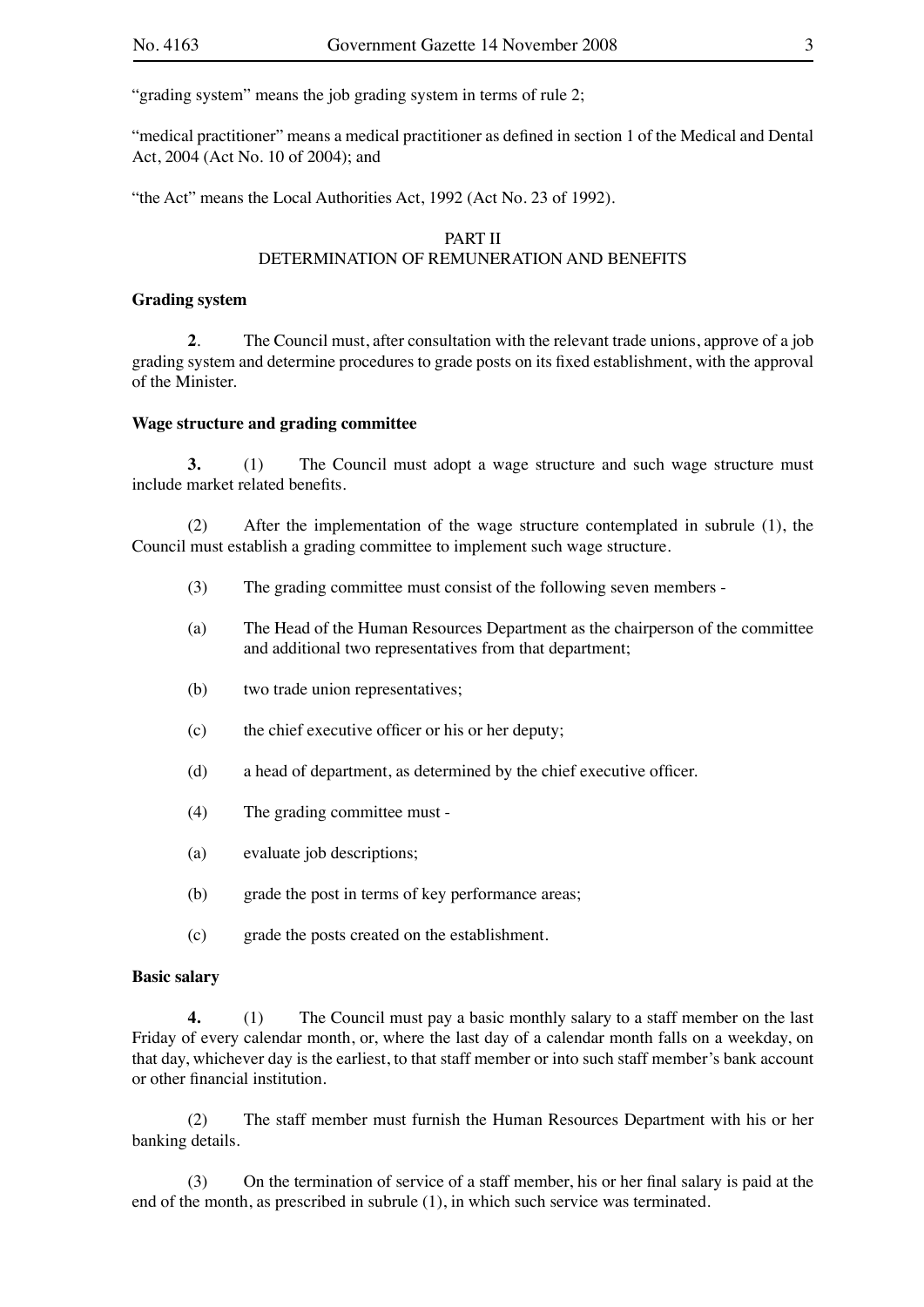"grading system" means the job grading system in terms of rule 2;

"medical practitioner" means a medical practitioner as defined in section 1 of the Medical and Dental Act, 2004 (Act No. 10 of 2004); and

"the Act" means the Local Authorities Act, 1992 (Act No. 23 of 1992).

## PART II
## DETERMINATION OF REMUNERATION AND BENEFITS

**Grading system**

**2**. The Council must, after consultation with the relevant trade unions, approve of a job grading system and determine procedures to grade posts on its fixed establishment, with the approval of the Minister.

**Wage structure and grading committee**

**3.** (1) The Council must adopt a wage structure and such wage structure must include market related benefits.

(2) After the implementation of the wage structure contemplated in subrule (1), the Council must establish a grading committee to implement such wage structure.

(3) The grading committee must consist of the following seven members -

(a) The Head of the Human Resources Department as the chairperson of the committee and additional two representatives from that department;

(b) two trade union representatives;

(c) the chief executive officer or his or her deputy;

(d) a head of department, as determined by the chief executive officer.

(4) The grading committee must -

(a) evaluate job descriptions;

(b) grade the post in terms of key performance areas;

(c) grade the posts created on the establishment.

**Basic salary**

**4.** (1) The Council must pay a basic monthly salary to a staff member on the last Friday of every calendar month, or, where the last day of a calendar month falls on a weekday, on that day, whichever day is the earliest, to that staff member or into such staff member's bank account or other financial institution.

(2) The staff member must furnish the Human Resources Department with his or her banking details.

(3) On the termination of service of a staff member, his or her final salary is paid at the end of the month, as prescribed in subrule (1), in which such service was terminated.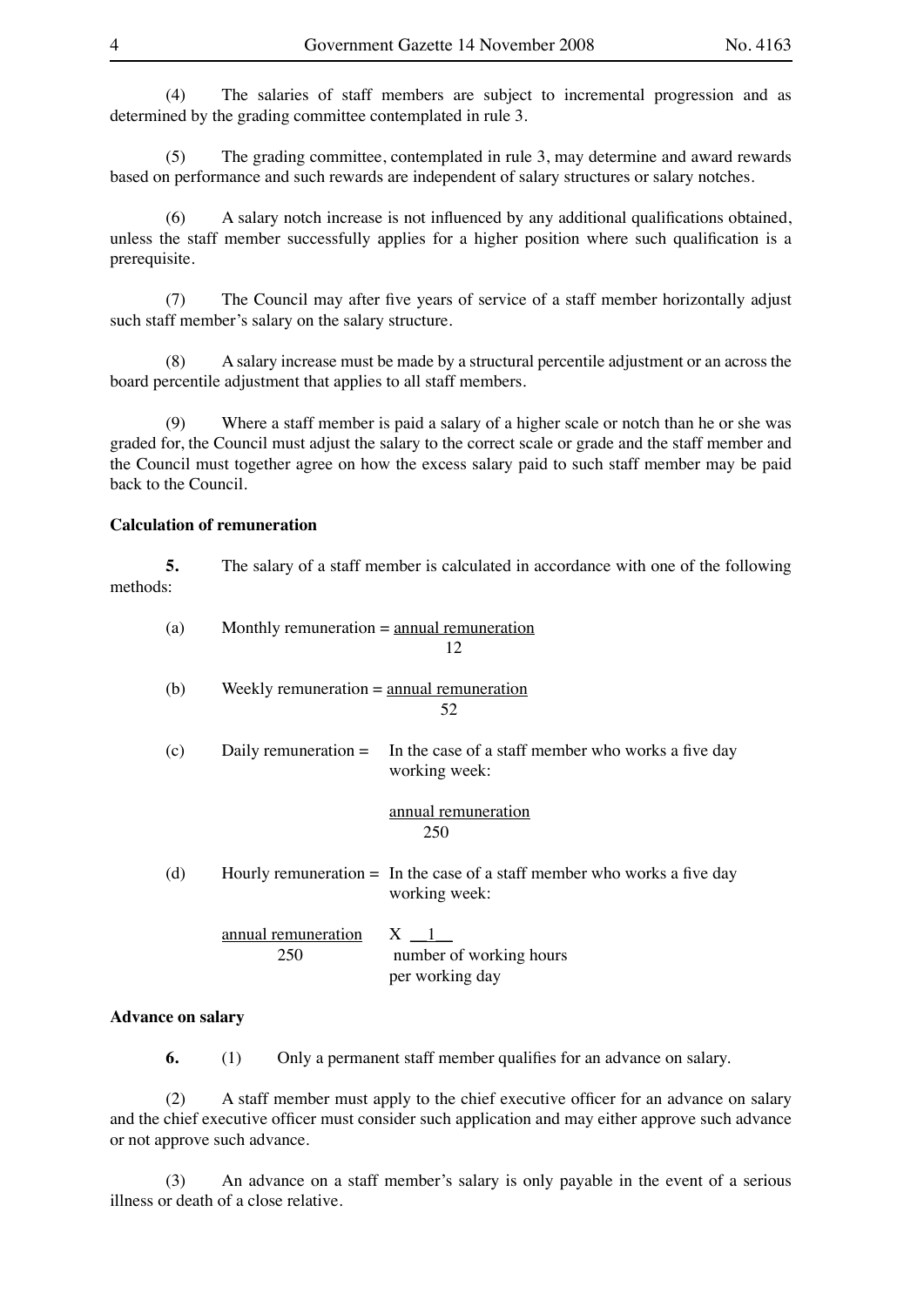(4) The salaries of staff members are subject to incremental progression and as determined by the grading committee contemplated in rule 3.

(5) The grading committee, contemplated in rule 3, may determine and award rewards based on performance and such rewards are independent of salary structures or salary notches.

(6) A salary notch increase is not influenced by any additional qualifications obtained, unless the staff member successfully applies for a higher position where such qualification is a prerequisite.

(7) The Council may after five years of service of a staff member horizontally adjust such staff member's salary on the salary structure.

(8) A salary increase must be made by a structural percentile adjustment or an across the board percentile adjustment that applies to all staff members.

(9) Where a staff member is paid a salary of a higher scale or notch than he or she was graded for, the Council must adjust the salary to the correct scale or grade and the staff member and the Council must together agree on how the excess salary paid to such staff member may be paid back to the Council.

**Calculation of remuneration**

**5.** The salary of a staff member is calculated in accordance with one of the following methods:

(a) Monthly remuneration = $\frac{\text{annual remuneration}}{12}$

(b) Weekly remuneration = $\frac{\text{annual remuneration}}{52}$

(c) Daily remuneration = In the case of a staff member who works a five day working week:

$$\frac{\text{annual remuneration}}{250}$$

(d) Hourly remuneration = In the case of a staff member who works a five day working week:

$$\frac{\text{annual remuneration}}{250} \times \frac{1}{\text{number of working hours per working day}}$$

**Advance on salary**

**6.** (1) Only a permanent staff member qualifies for an advance on salary.

(2) A staff member must apply to the chief executive officer for an advance on salary and the chief executive officer must consider such application and may either approve such advance or not approve such advance.

(3) An advance on a staff member's salary is only payable in the event of a serious illness or death of a close relative.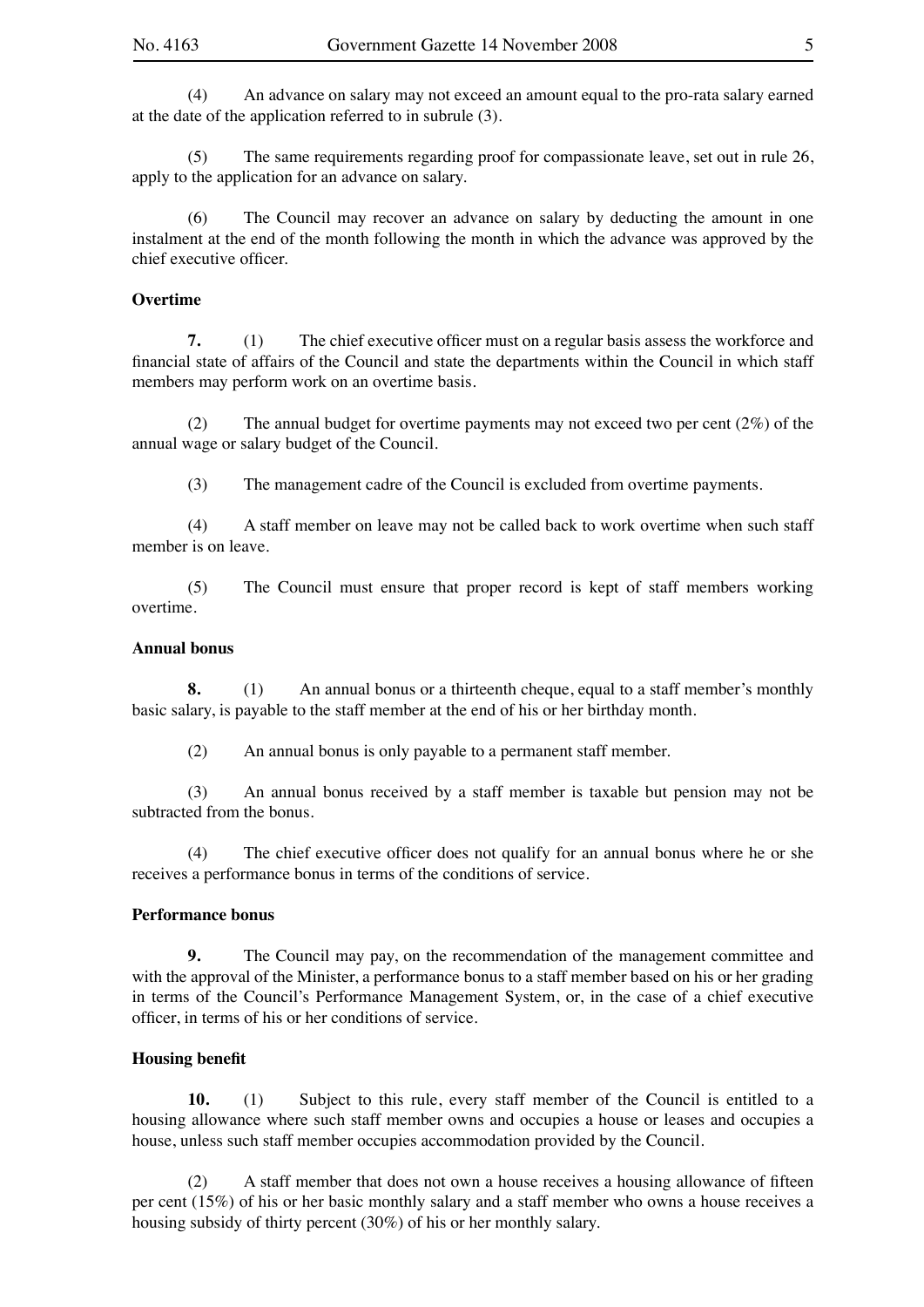(4) An advance on salary may not exceed an amount equal to the pro-rata salary earned at the date of the application referred to in subrule (3).

(5) The same requirements regarding proof for compassionate leave, set out in rule 26, apply to the application for an advance on salary.

(6) The Council may recover an advance on salary by deducting the amount in one instalment at the end of the month following the month in which the advance was approved by the chief executive officer.

**Overtime**

**7.** (1) The chief executive officer must on a regular basis assess the workforce and financial state of affairs of the Council and state the departments within the Council in which staff members may perform work on an overtime basis.

(2) The annual budget for overtime payments may not exceed two per cent (2%) of the annual wage or salary budget of the Council.

(3) The management cadre of the Council is excluded from overtime payments.

(4) A staff member on leave may not be called back to work overtime when such staff member is on leave.

(5) The Council must ensure that proper record is kept of staff members working overtime.

**Annual bonus**

**8.** (1) An annual bonus or a thirteenth cheque, equal to a staff member's monthly basic salary, is payable to the staff member at the end of his or her birthday month.

(2) An annual bonus is only payable to a permanent staff member.

(3) An annual bonus received by a staff member is taxable but pension may not be subtracted from the bonus.

(4) The chief executive officer does not qualify for an annual bonus where he or she receives a performance bonus in terms of the conditions of service.

**Performance bonus**

**9.** The Council may pay, on the recommendation of the management committee and with the approval of the Minister, a performance bonus to a staff member based on his or her grading in terms of the Council's Performance Management System, or, in the case of a chief executive officer, in terms of his or her conditions of service.

**Housing benefit**

**10.** (1) Subject to this rule, every staff member of the Council is entitled to a housing allowance where such staff member owns and occupies a house or leases and occupies a house, unless such staff member occupies accommodation provided by the Council.

(2) A staff member that does not own a house receives a housing allowance of fifteen per cent (15%) of his or her basic monthly salary and a staff member who owns a house receives a housing subsidy of thirty percent (30%) of his or her monthly salary.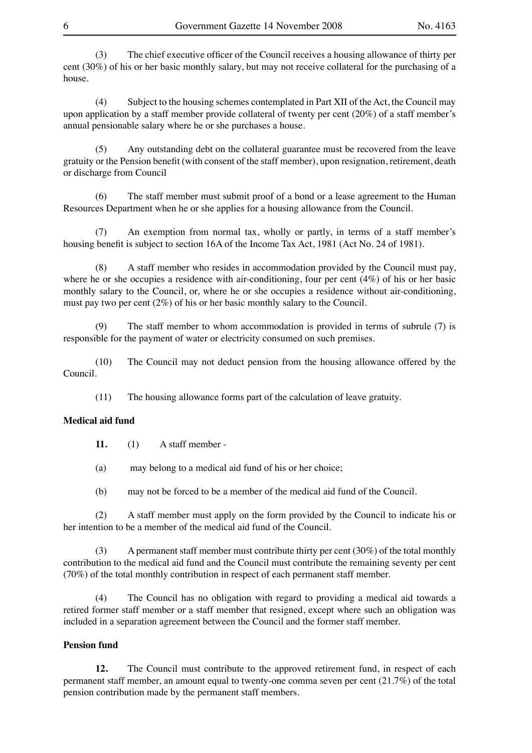(3) The chief executive officer of the Council receives a housing allowance of thirty per cent (30%) of his or her basic monthly salary, but may not receive collateral for the purchasing of a house.

(4) Subject to the housing schemes contemplated in Part XII of the Act, the Council may upon application by a staff member provide collateral of twenty per cent (20%) of a staff member's annual pensionable salary where he or she purchases a house.

(5) Any outstanding debt on the collateral guarantee must be recovered from the leave gratuity or the Pension benefit (with consent of the staff member), upon resignation, retirement, death or discharge from Council

(6) The staff member must submit proof of a bond or a lease agreement to the Human Resources Department when he or she applies for a housing allowance from the Council.

(7) An exemption from normal tax, wholly or partly, in terms of a staff member's housing benefit is subject to section 16A of the Income Tax Act, 1981 (Act No. 24 of 1981).

(8) A staff member who resides in accommodation provided by the Council must pay, where he or she occupies a residence with air-conditioning, four per cent (4%) of his or her basic monthly salary to the Council, or, where he or she occupies a residence without air-conditioning, must pay two per cent (2%) of his or her basic monthly salary to the Council.

(9) The staff member to whom accommodation is provided in terms of subrule (7) is responsible for the payment of water or electricity consumed on such premises.

(10) The Council may not deduct pension from the housing allowance offered by the Council.

(11) The housing allowance forms part of the calculation of leave gratuity.

**Medical aid fund**

**11.** (1) A staff member -

(a) may belong to a medical aid fund of his or her choice;

(b) may not be forced to be a member of the medical aid fund of the Council.

(2) A staff member must apply on the form provided by the Council to indicate his or her intention to be a member of the medical aid fund of the Council.

(3) A permanent staff member must contribute thirty per cent (30%) of the total monthly contribution to the medical aid fund and the Council must contribute the remaining seventy per cent (70%) of the total monthly contribution in respect of each permanent staff member.

(4) The Council has no obligation with regard to providing a medical aid towards a retired former staff member or a staff member that resigned, except where such an obligation was included in a separation agreement between the Council and the former staff member.

**Pension fund**

**12.** The Council must contribute to the approved retirement fund, in respect of each permanent staff member, an amount equal to twenty-one comma seven per cent (21.7%) of the total pension contribution made by the permanent staff members.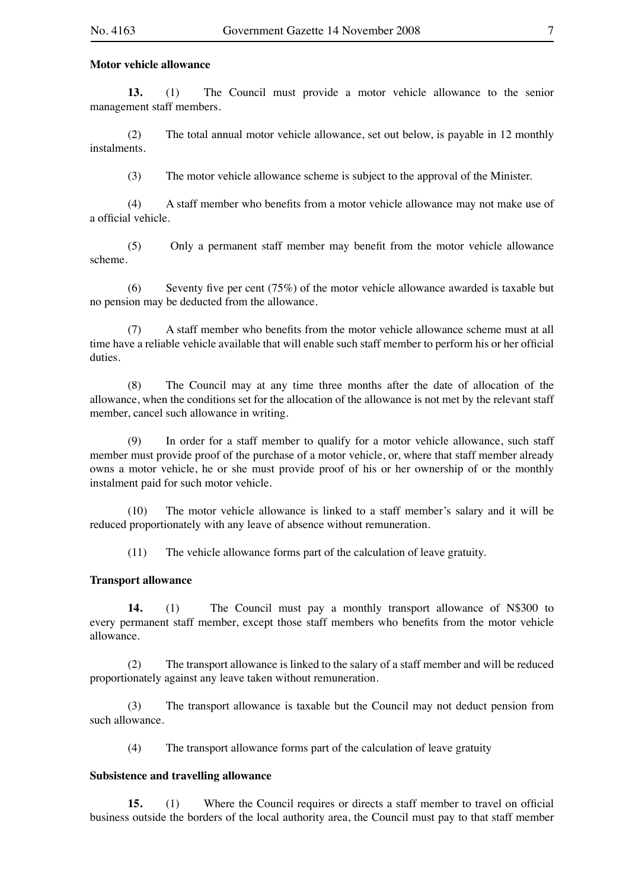**Motor vehicle allowance**

**13.** (1) The Council must provide a motor vehicle allowance to the senior management staff members.

(2) The total annual motor vehicle allowance, set out below, is payable in 12 monthly instalments.

(3) The motor vehicle allowance scheme is subject to the approval of the Minister.

(4) A staff member who benefits from a motor vehicle allowance may not make use of a official vehicle.

(5) Only a permanent staff member may benefit from the motor vehicle allowance scheme.

(6) Seventy five per cent (75%) of the motor vehicle allowance awarded is taxable but no pension may be deducted from the allowance.

(7) A staff member who benefits from the motor vehicle allowance scheme must at all time have a reliable vehicle available that will enable such staff member to perform his or her official duties.

(8) The Council may at any time three months after the date of allocation of the allowance, when the conditions set for the allocation of the allowance is not met by the relevant staff member, cancel such allowance in writing.

(9) In order for a staff member to qualify for a motor vehicle allowance, such staff member must provide proof of the purchase of a motor vehicle, or, where that staff member already owns a motor vehicle, he or she must provide proof of his or her ownership of or the monthly instalment paid for such motor vehicle.

(10) The motor vehicle allowance is linked to a staff member's salary and it will be reduced proportionately with any leave of absence without remuneration.

(11) The vehicle allowance forms part of the calculation of leave gratuity.

**Transport allowance**

**14.** (1) The Council must pay a monthly transport allowance of N$300 to every permanent staff member, except those staff members who benefits from the motor vehicle allowance.

(2) The transport allowance is linked to the salary of a staff member and will be reduced proportionately against any leave taken without remuneration.

(3) The transport allowance is taxable but the Council may not deduct pension from such allowance.

(4) The transport allowance forms part of the calculation of leave gratuity

**Subsistence and travelling allowance**

**15.** (1) Where the Council requires or directs a staff member to travel on official business outside the borders of the local authority area, the Council must pay to that staff member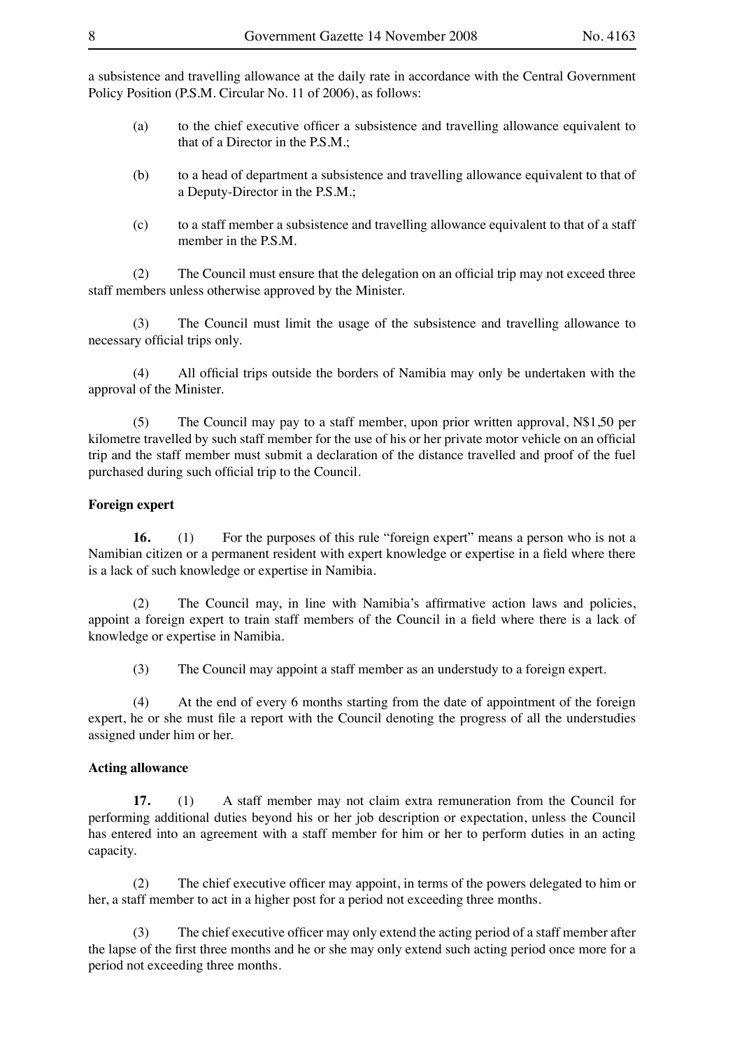a subsistence and travelling allowance at the daily rate in accordance with the Central Government Policy Position (P.S.M. Circular No. 11 of 2006), as follows:

(a) to the chief executive officer a subsistence and travelling allowance equivalent to that of a Director in the P.S.M.;

(b) to a head of department a subsistence and travelling allowance equivalent to that of a Deputy-Director in the P.S.M.;

(c) to a staff member a subsistence and travelling allowance equivalent to that of a staff member in the P.S.M.

(2) The Council must ensure that the delegation on an official trip may not exceed three staff members unless otherwise approved by the Minister.

(3) The Council must limit the usage of the subsistence and travelling allowance to necessary official trips only.

(4) All official trips outside the borders of Namibia may only be undertaken with the approval of the Minister.

(5) The Council may pay to a staff member, upon prior written approval, N$1,50 per kilometre travelled by such staff member for the use of his or her private motor vehicle on an official trip and the staff member must submit a declaration of the distance travelled and proof of the fuel purchased during such official trip to the Council.

**Foreign expert**

**16.** (1) For the purposes of this rule "foreign expert" means a person who is not a Namibian citizen or a permanent resident with expert knowledge or expertise in a field where there is a lack of such knowledge or expertise in Namibia.

(2) The Council may, in line with Namibia's affirmative action laws and policies, appoint a foreign expert to train staff members of the Council in a field where there is a lack of knowledge or expertise in Namibia.

(3) The Council may appoint a staff member as an understudy to a foreign expert.

(4) At the end of every 6 months starting from the date of appointment of the foreign expert, he or she must file a report with the Council denoting the progress of all the understudies assigned under him or her.

**Acting allowance**

**17.** (1) A staff member may not claim extra remuneration from the Council for performing additional duties beyond his or her job description or expectation, unless the Council has entered into an agreement with a staff member for him or her to perform duties in an acting capacity.

(2) The chief executive officer may appoint, in terms of the powers delegated to him or her, a staff member to act in a higher post for a period not exceeding three months.

(3) The chief executive officer may only extend the acting period of a staff member after the lapse of the first three months and he or she may only extend such acting period once more for a period not exceeding three months.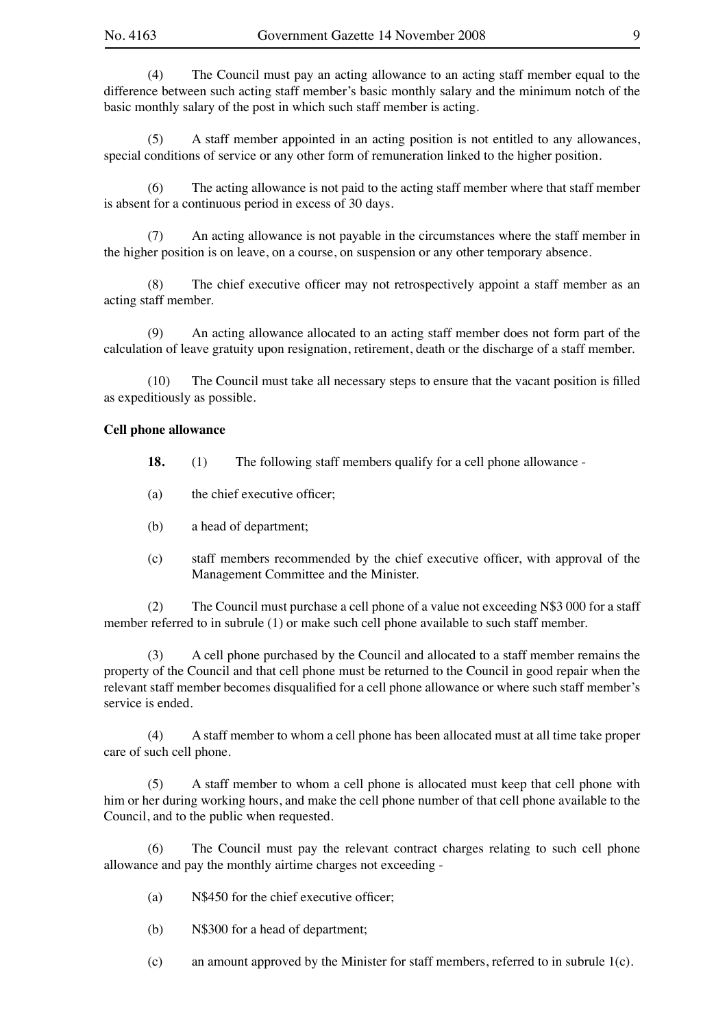(4) The Council must pay an acting allowance to an acting staff member equal to the difference between such acting staff member's basic monthly salary and the minimum notch of the basic monthly salary of the post in which such staff member is acting.

(5) A staff member appointed in an acting position is not entitled to any allowances, special conditions of service or any other form of remuneration linked to the higher position.

(6) The acting allowance is not paid to the acting staff member where that staff member is absent for a continuous period in excess of 30 days.

(7) An acting allowance is not payable in the circumstances where the staff member in the higher position is on leave, on a course, on suspension or any other temporary absence.

(8) The chief executive officer may not retrospectively appoint a staff member as an acting staff member.

(9) An acting allowance allocated to an acting staff member does not form part of the calculation of leave gratuity upon resignation, retirement, death or the discharge of a staff member.

(10) The Council must take all necessary steps to ensure that the vacant position is filled as expeditiously as possible.

**Cell phone allowance**

**18.** (1) The following staff members qualify for a cell phone allowance -

(a) the chief executive officer;

(b) a head of department;

(c) staff members recommended by the chief executive officer, with approval of the Management Committee and the Minister.

(2) The Council must purchase a cell phone of a value not exceeding N$3 000 for a staff member referred to in subrule (1) or make such cell phone available to such staff member.

(3) A cell phone purchased by the Council and allocated to a staff member remains the property of the Council and that cell phone must be returned to the Council in good repair when the relevant staff member becomes disqualified for a cell phone allowance or where such staff member's service is ended.

(4) A staff member to whom a cell phone has been allocated must at all time take proper care of such cell phone.

(5) A staff member to whom a cell phone is allocated must keep that cell phone with him or her during working hours, and make the cell phone number of that cell phone available to the Council, and to the public when requested.

(6) The Council must pay the relevant contract charges relating to such cell phone allowance and pay the monthly airtime charges not exceeding -

(a) N$450 for the chief executive officer;

(b) N$300 for a head of department;

(c) an amount approved by the Minister for staff members, referred to in subrule 1(c).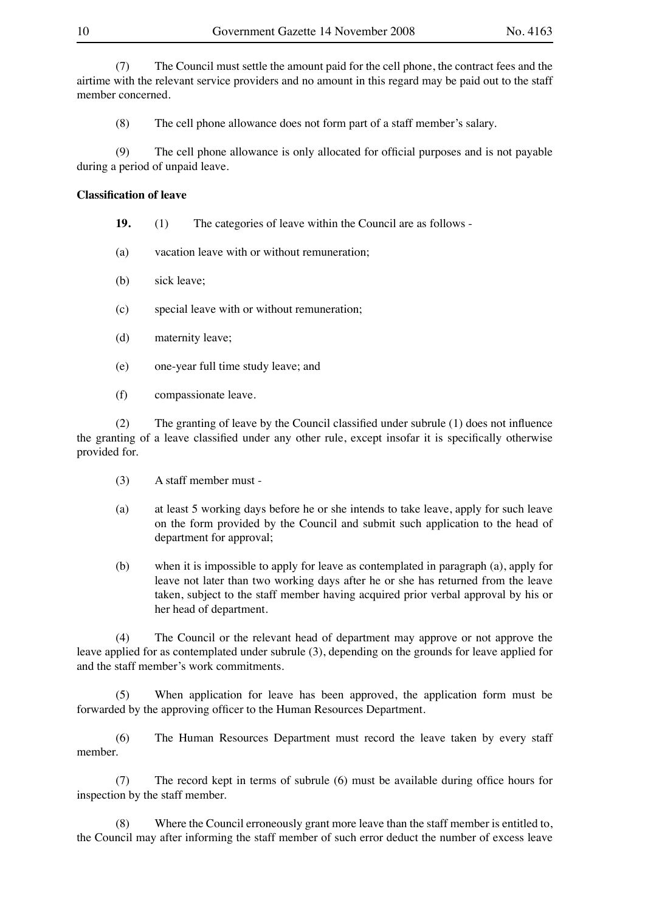(7) The Council must settle the amount paid for the cell phone, the contract fees and the airtime with the relevant service providers and no amount in this regard may be paid out to the staff member concerned.

(8) The cell phone allowance does not form part of a staff member's salary.

(9) The cell phone allowance is only allocated for official purposes and is not payable during a period of unpaid leave.

**Classification of leave**

**19.** (1) The categories of leave within the Council are as follows -

(a) vacation leave with or without remuneration;

(b) sick leave;

(c) special leave with or without remuneration;

(d) maternity leave;

(e) one-year full time study leave; and

(f) compassionate leave.

(2) The granting of leave by the Council classified under subrule (1) does not influence the granting of a leave classified under any other rule, except insofar it is specifically otherwise provided for.

(3) A staff member must -

(a) at least 5 working days before he or she intends to take leave, apply for such leave on the form provided by the Council and submit such application to the head of department for approval;

(b) when it is impossible to apply for leave as contemplated in paragraph (a), apply for leave not later than two working days after he or she has returned from the leave taken, subject to the staff member having acquired prior verbal approval by his or her head of department.

(4) The Council or the relevant head of department may approve or not approve the leave applied for as contemplated under subrule (3), depending on the grounds for leave applied for and the staff member's work commitments.

(5) When application for leave has been approved, the application form must be forwarded by the approving officer to the Human Resources Department.

(6) The Human Resources Department must record the leave taken by every staff member.

(7) The record kept in terms of subrule (6) must be available during office hours for inspection by the staff member.

(8) Where the Council erroneously grant more leave than the staff member is entitled to, the Council may after informing the staff member of such error deduct the number of excess leave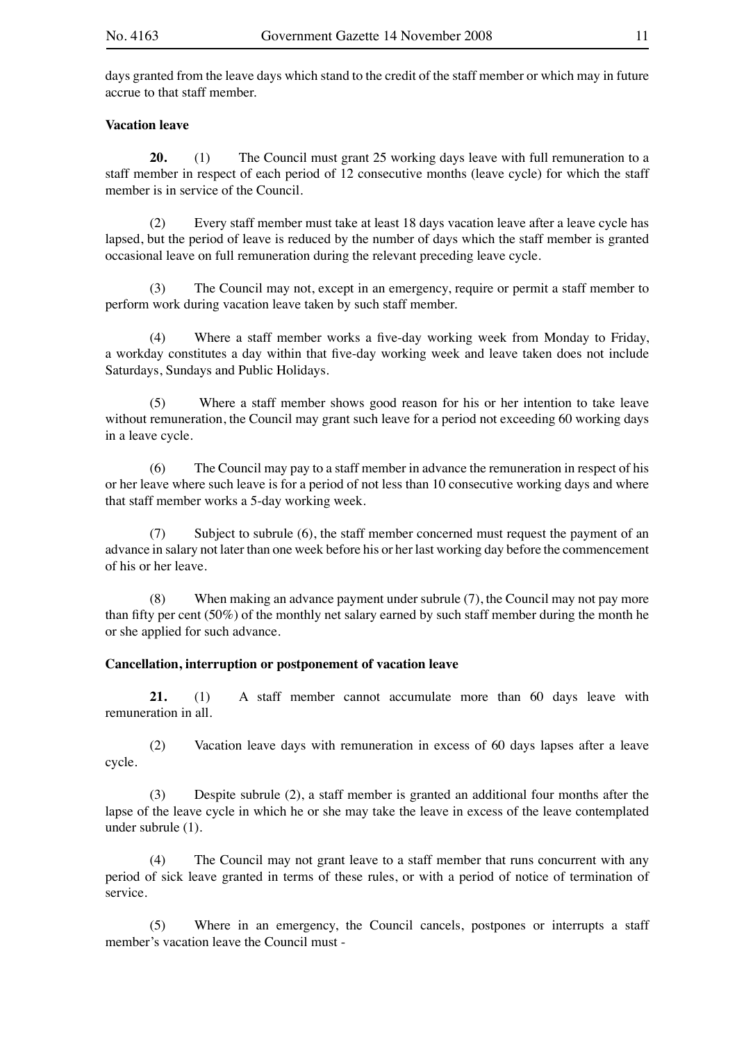days granted from the leave days which stand to the credit of the staff member or which may in future accrue to that staff member.

**Vacation leave**

**20.** (1) The Council must grant 25 working days leave with full remuneration to a staff member in respect of each period of 12 consecutive months (leave cycle) for which the staff member is in service of the Council.

(2) Every staff member must take at least 18 days vacation leave after a leave cycle has lapsed, but the period of leave is reduced by the number of days which the staff member is granted occasional leave on full remuneration during the relevant preceding leave cycle.

(3) The Council may not, except in an emergency, require or permit a staff member to perform work during vacation leave taken by such staff member.

(4) Where a staff member works a five-day working week from Monday to Friday, a workday constitutes a day within that five-day working week and leave taken does not include Saturdays, Sundays and Public Holidays.

(5) Where a staff member shows good reason for his or her intention to take leave without remuneration, the Council may grant such leave for a period not exceeding 60 working days in a leave cycle.

(6) The Council may pay to a staff member in advance the remuneration in respect of his or her leave where such leave is for a period of not less than 10 consecutive working days and where that staff member works a 5-day working week.

(7) Subject to subrule (6), the staff member concerned must request the payment of an advance in salary not later than one week before his or her last working day before the commencement of his or her leave.

(8) When making an advance payment under subrule (7), the Council may not pay more than fifty per cent (50%) of the monthly net salary earned by such staff member during the month he or she applied for such advance.

**Cancellation, interruption or postponement of vacation leave**

**21.** (1) A staff member cannot accumulate more than 60 days leave with remuneration in all.

(2) Vacation leave days with remuneration in excess of 60 days lapses after a leave cycle.

(3) Despite subrule (2), a staff member is granted an additional four months after the lapse of the leave cycle in which he or she may take the leave in excess of the leave contemplated under subrule (1).

(4) The Council may not grant leave to a staff member that runs concurrent with any period of sick leave granted in terms of these rules, or with a period of notice of termination of service.

(5) Where in an emergency, the Council cancels, postpones or interrupts a staff member's vacation leave the Council must -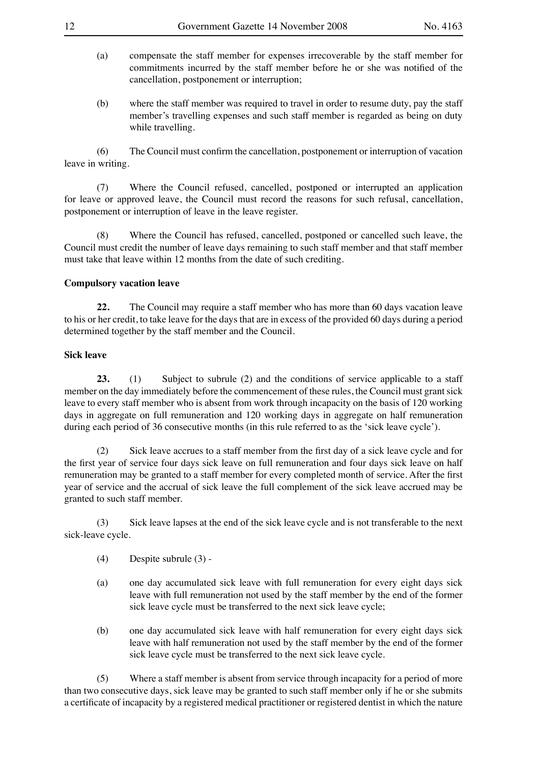(a) compensate the staff member for expenses irrecoverable by the staff member for commitments incurred by the staff member before he or she was notified of the cancellation, postponement or interruption;

(b) where the staff member was required to travel in order to resume duty, pay the staff member's travelling expenses and such staff member is regarded as being on duty while travelling.

(6) The Council must confirm the cancellation, postponement or interruption of vacation leave in writing.

(7) Where the Council refused, cancelled, postponed or interrupted an application for leave or approved leave, the Council must record the reasons for such refusal, cancellation, postponement or interruption of leave in the leave register.

(8) Where the Council has refused, cancelled, postponed or cancelled such leave, the Council must credit the number of leave days remaining to such staff member and that staff member must take that leave within 12 months from the date of such crediting.

**Compulsory vacation leave**

**22.** The Council may require a staff member who has more than 60 days vacation leave to his or her credit, to take leave for the days that are in excess of the provided 60 days during a period determined together by the staff member and the Council.

**Sick leave**

**23.** (1) Subject to subrule (2) and the conditions of service applicable to a staff member on the day immediately before the commencement of these rules, the Council must grant sick leave to every staff member who is absent from work through incapacity on the basis of 120 working days in aggregate on full remuneration and 120 working days in aggregate on half remuneration during each period of 36 consecutive months (in this rule referred to as the 'sick leave cycle').

(2) Sick leave accrues to a staff member from the first day of a sick leave cycle and for the first year of service four days sick leave on full remuneration and four days sick leave on half remuneration may be granted to a staff member for every completed month of service. After the first year of service and the accrual of sick leave the full complement of the sick leave accrued may be granted to such staff member.

(3) Sick leave lapses at the end of the sick leave cycle and is not transferable to the next sick-leave cycle.

(4) Despite subrule (3) -

(a) one day accumulated sick leave with full remuneration for every eight days sick leave with full remuneration not used by the staff member by the end of the former sick leave cycle must be transferred to the next sick leave cycle;

(b) one day accumulated sick leave with half remuneration for every eight days sick leave with half remuneration not used by the staff member by the end of the former sick leave cycle must be transferred to the next sick leave cycle.

(5) Where a staff member is absent from service through incapacity for a period of more than two consecutive days, sick leave may be granted to such staff member only if he or she submits a certificate of incapacity by a registered medical practitioner or registered dentist in which the nature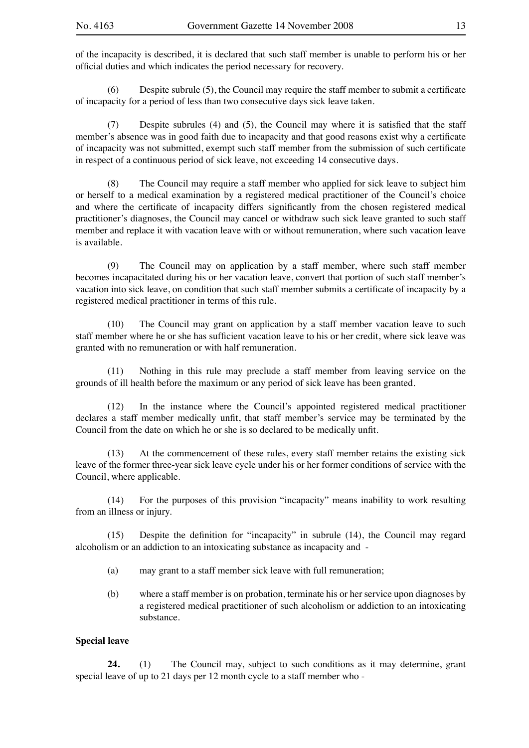of the incapacity is described, it is declared that such staff member is unable to perform his or her official duties and which indicates the period necessary for recovery.

(6) Despite subrule (5), the Council may require the staff member to submit a certificate of incapacity for a period of less than two consecutive days sick leave taken.

(7) Despite subrules (4) and (5), the Council may where it is satisfied that the staff member's absence was in good faith due to incapacity and that good reasons exist why a certificate of incapacity was not submitted, exempt such staff member from the submission of such certificate in respect of a continuous period of sick leave, not exceeding 14 consecutive days.

(8) The Council may require a staff member who applied for sick leave to subject him or herself to a medical examination by a registered medical practitioner of the Council's choice and where the certificate of incapacity differs significantly from the chosen registered medical practitioner's diagnoses, the Council may cancel or withdraw such sick leave granted to such staff member and replace it with vacation leave with or without remuneration, where such vacation leave is available.

(9) The Council may on application by a staff member, where such staff member becomes incapacitated during his or her vacation leave, convert that portion of such staff member's vacation into sick leave, on condition that such staff member submits a certificate of incapacity by a registered medical practitioner in terms of this rule.

(10) The Council may grant on application by a staff member vacation leave to such staff member where he or she has sufficient vacation leave to his or her credit, where sick leave was granted with no remuneration or with half remuneration.

(11) Nothing in this rule may preclude a staff member from leaving service on the grounds of ill health before the maximum or any period of sick leave has been granted.

(12) In the instance where the Council's appointed registered medical practitioner declares a staff member medically unfit, that staff member's service may be terminated by the Council from the date on which he or she is so declared to be medically unfit.

(13) At the commencement of these rules, every staff member retains the existing sick leave of the former three-year sick leave cycle under his or her former conditions of service with the Council, where applicable.

(14) For the purposes of this provision "incapacity" means inability to work resulting from an illness or injury.

(15) Despite the definition for "incapacity" in subrule (14), the Council may regard alcoholism or an addiction to an intoxicating substance as incapacity and -

(a) may grant to a staff member sick leave with full remuneration;

(b) where a staff member is on probation, terminate his or her service upon diagnoses by a registered medical practitioner of such alcoholism or addiction to an intoxicating substance.

**Special leave**

**24.** (1) The Council may, subject to such conditions as it may determine, grant special leave of up to 21 days per 12 month cycle to a staff member who -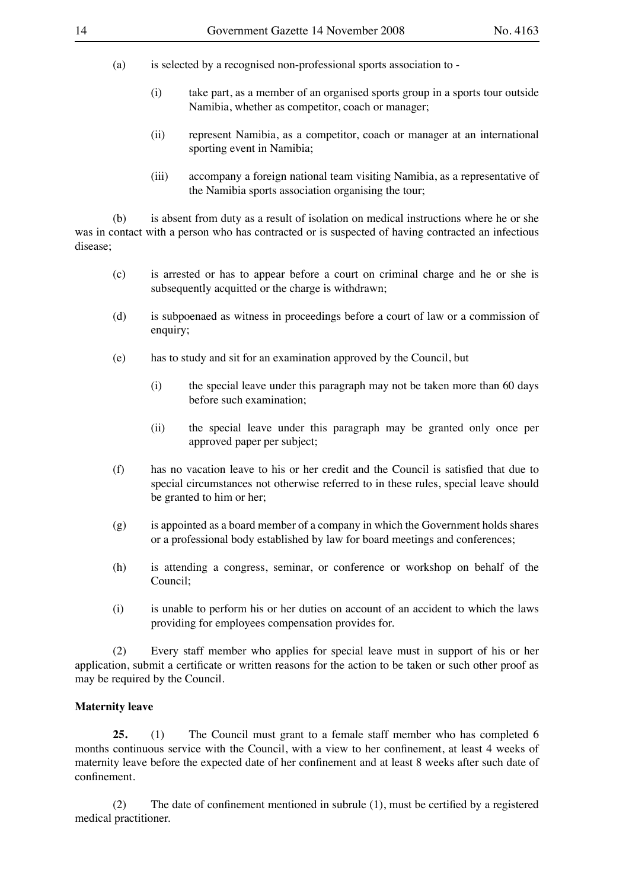(a) is selected by a recognised non-professional sports association to -

   (i) take part, as a member of an organised sports group in a sports tour outside Namibia, whether as competitor, coach or manager;

   (ii) represent Namibia, as a competitor, coach or manager at an international sporting event in Namibia;

   (iii) accompany a foreign national team visiting Namibia, as a representative of the Namibia sports association organising the tour;

(b) is absent from duty as a result of isolation on medical instructions where he or she was in contact with a person who has contracted or is suspected of having contracted an infectious disease;

(c) is arrested or has to appear before a court on criminal charge and he or she is subsequently acquitted or the charge is withdrawn;

(d) is subpoenaed as witness in proceedings before a court of law or a commission of enquiry;

(e) has to study and sit for an examination approved by the Council, but

   (i) the special leave under this paragraph may not be taken more than 60 days before such examination;

   (ii) the special leave under this paragraph may be granted only once per approved paper per subject;

(f) has no vacation leave to his or her credit and the Council is satisfied that due to special circumstances not otherwise referred to in these rules, special leave should be granted to him or her;

(g) is appointed as a board member of a company in which the Government holds shares or a professional body established by law for board meetings and conferences;

(h) is attending a congress, seminar, or conference or workshop on behalf of the Council;

(i) is unable to perform his or her duties on account of an accident to which the laws providing for employees compensation provides for.

(2) Every staff member who applies for special leave must in support of his or her application, submit a certificate or written reasons for the action to be taken or such other proof as may be required by the Council.

**Maternity leave**

**25.** (1) The Council must grant to a female staff member who has completed 6 months continuous service with the Council, with a view to her confinement, at least 4 weeks of maternity leave before the expected date of her confinement and at least 8 weeks after such date of confinement.

(2) The date of confinement mentioned in subrule (1), must be certified by a registered medical practitioner.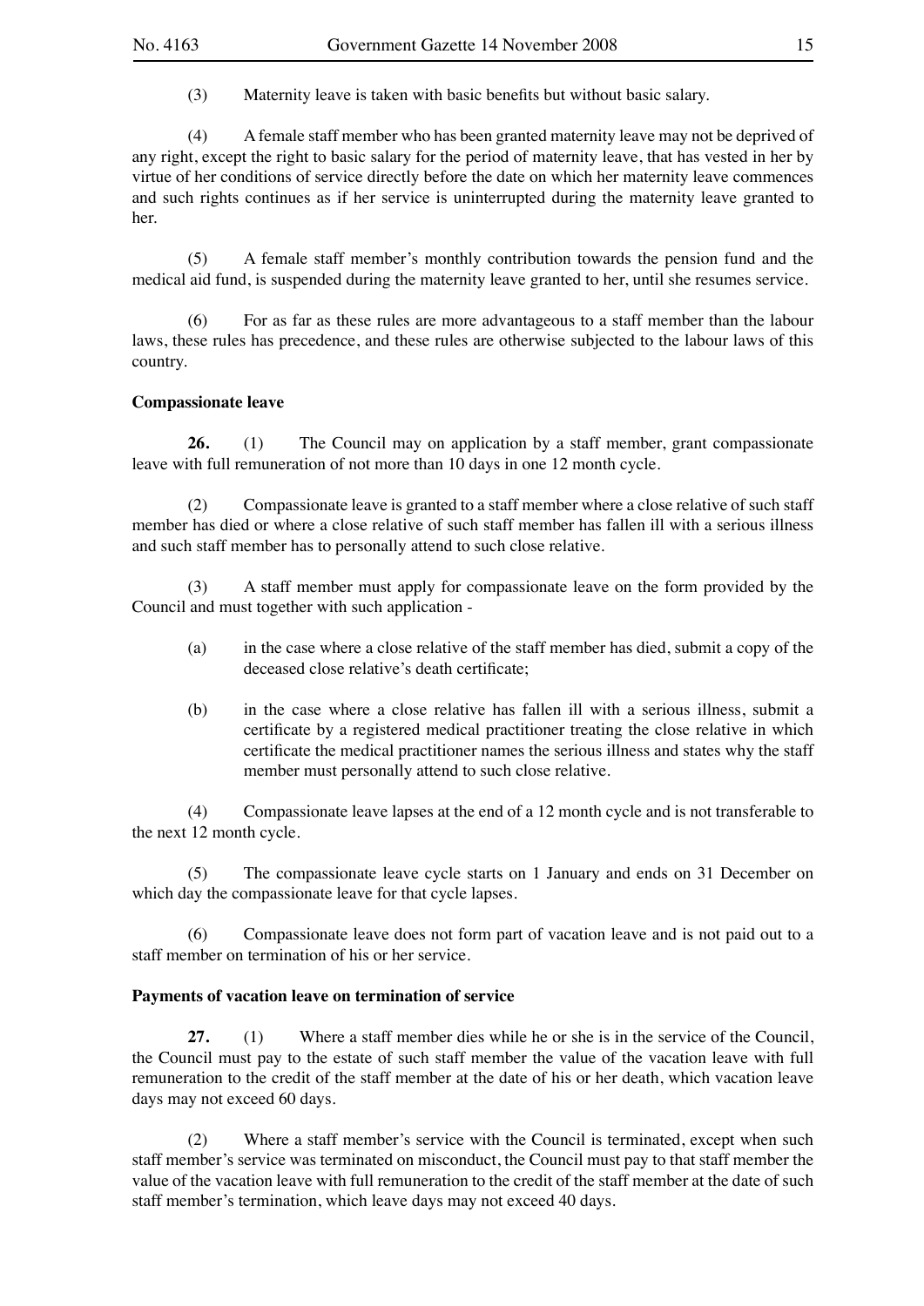(3) Maternity leave is taken with basic benefits but without basic salary.

(4) A female staff member who has been granted maternity leave may not be deprived of any right, except the right to basic salary for the period of maternity leave, that has vested in her by virtue of her conditions of service directly before the date on which her maternity leave commences and such rights continues as if her service is uninterrupted during the maternity leave granted to her.

(5) A female staff member's monthly contribution towards the pension fund and the medical aid fund, is suspended during the maternity leave granted to her, until she resumes service.

(6) For as far as these rules are more advantageous to a staff member than the labour laws, these rules has precedence, and these rules are otherwise subjected to the labour laws of this country.

**Compassionate leave**

**26.** (1) The Council may on application by a staff member, grant compassionate leave with full remuneration of not more than 10 days in one 12 month cycle.

(2) Compassionate leave is granted to a staff member where a close relative of such staff member has died or where a close relative of such staff member has fallen ill with a serious illness and such staff member has to personally attend to such close relative.

(3) A staff member must apply for compassionate leave on the form provided by the Council and must together with such application -

(a) in the case where a close relative of the staff member has died, submit a copy of the deceased close relative's death certificate;

(b) in the case where a close relative has fallen ill with a serious illness, submit a certificate by a registered medical practitioner treating the close relative in which certificate the medical practitioner names the serious illness and states why the staff member must personally attend to such close relative.

(4) Compassionate leave lapses at the end of a 12 month cycle and is not transferable to the next 12 month cycle.

(5) The compassionate leave cycle starts on 1 January and ends on 31 December on which day the compassionate leave for that cycle lapses.

(6) Compassionate leave does not form part of vacation leave and is not paid out to a staff member on termination of his or her service.

**Payments of vacation leave on termination of service**

**27.** (1) Where a staff member dies while he or she is in the service of the Council, the Council must pay to the estate of such staff member the value of the vacation leave with full remuneration to the credit of the staff member at the date of his or her death, which vacation leave days may not exceed 60 days.

(2) Where a staff member's service with the Council is terminated, except when such staff member's service was terminated on misconduct, the Council must pay to that staff member the value of the vacation leave with full remuneration to the credit of the staff member at the date of such staff member's termination, which leave days may not exceed 40 days.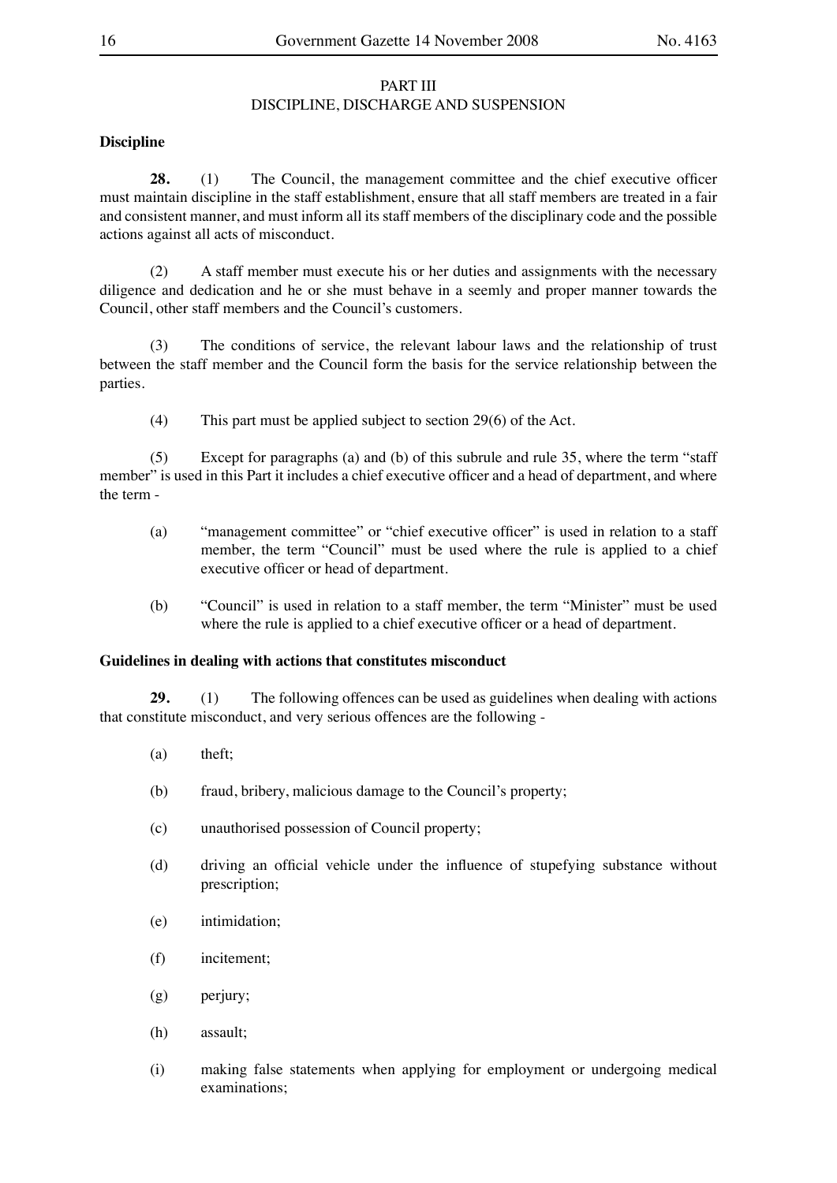PART III
DISCIPLINE, DISCHARGE AND SUSPENSION

**Discipline**

**28.** (1) The Council, the management committee and the chief executive officer must maintain discipline in the staff establishment, ensure that all staff members are treated in a fair and consistent manner, and must inform all its staff members of the disciplinary code and the possible actions against all acts of misconduct.

(2) A staff member must execute his or her duties and assignments with the necessary diligence and dedication and he or she must behave in a seemly and proper manner towards the Council, other staff members and the Council's customers.

(3) The conditions of service, the relevant labour laws and the relationship of trust between the staff member and the Council form the basis for the service relationship between the parties.

(4) This part must be applied subject to section 29(6) of the Act.

(5) Except for paragraphs (a) and (b) of this subrule and rule 35, where the term "staff member" is used in this Part it includes a chief executive officer and a head of department, and where the term -

(a) "management committee" or "chief executive officer" is used in relation to a staff member, the term "Council" must be used where the rule is applied to a chief executive officer or head of department.

(b) "Council" is used in relation to a staff member, the term "Minister" must be used where the rule is applied to a chief executive officer or a head of department.

**Guidelines in dealing with actions that constitutes misconduct**

**29.** (1) The following offences can be used as guidelines when dealing with actions that constitute misconduct, and very serious offences are the following -

(a) theft;

(b) fraud, bribery, malicious damage to the Council's property;

(c) unauthorised possession of Council property;

(d) driving an official vehicle under the influence of stupefying substance without prescription;

(e) intimidation;

(f) incitement;

(g) perjury;

(h) assault;

(i) making false statements when applying for employment or undergoing medical examinations;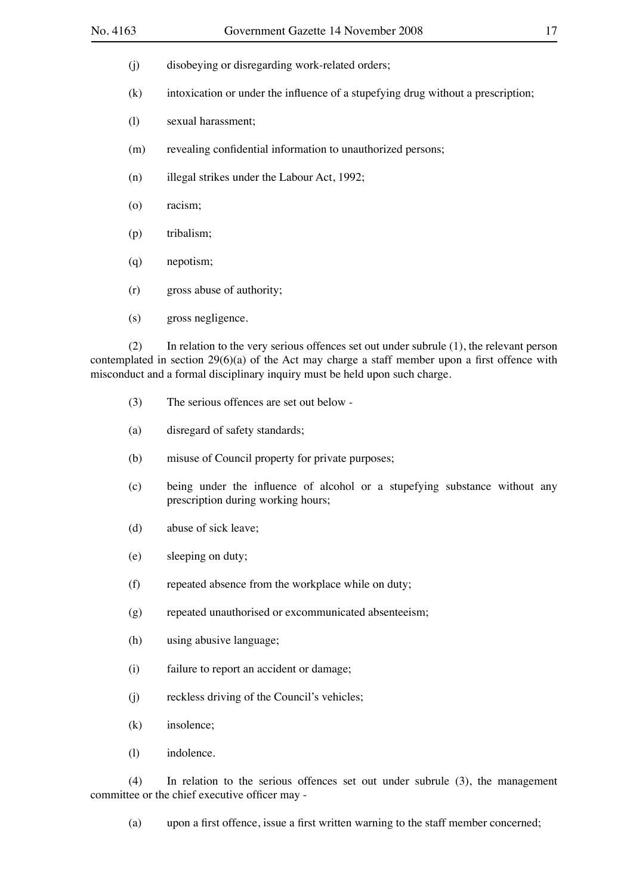(j) disobeying or disregarding work-related orders;

(k) intoxication or under the influence of a stupefying drug without a prescription;

(l) sexual harassment;

(m) revealing confidential information to unauthorized persons;

(n) illegal strikes under the Labour Act, 1992;

(o) racism;

(p) tribalism;

(q) nepotism;

(r) gross abuse of authority;

(s) gross negligence.

(2) In relation to the very serious offences set out under subrule (1), the relevant person contemplated in section 29(6)(a) of the Act may charge a staff member upon a first offence with misconduct and a formal disciplinary inquiry must be held upon such charge.

(3) The serious offences are set out below -

(a) disregard of safety standards;

(b) misuse of Council property for private purposes;

(c) being under the influence of alcohol or a stupefying substance without any prescription during working hours;

(d) abuse of sick leave;

(e) sleeping on duty;

(f) repeated absence from the workplace while on duty;

(g) repeated unauthorised or excommunicated absenteeism;

(h) using abusive language;

(i) failure to report an accident or damage;

(j) reckless driving of the Council's vehicles;

(k) insolence;

(l) indolence.

(4) In relation to the serious offences set out under subrule (3), the management committee or the chief executive officer may -

(a) upon a first offence, issue a first written warning to the staff member concerned;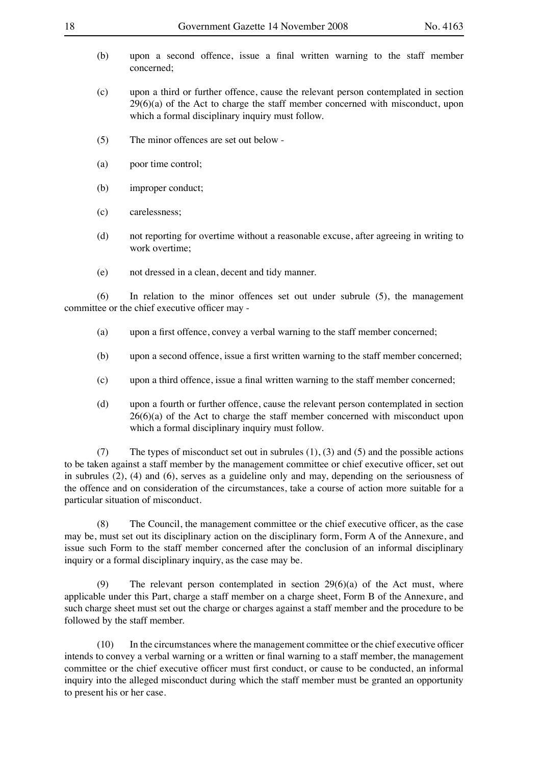(b) upon a second offence, issue a final written warning to the staff member concerned;

(c) upon a third or further offence, cause the relevant person contemplated in section 29(6)(a) of the Act to charge the staff member concerned with misconduct, upon which a formal disciplinary inquiry must follow.

(5) The minor offences are set out below -

(a) poor time control;

(b) improper conduct;

(c) carelessness;

(d) not reporting for overtime without a reasonable excuse, after agreeing in writing to work overtime;

(e) not dressed in a clean, decent and tidy manner.

(6) In relation to the minor offences set out under subrule (5), the management committee or the chief executive officer may -

(a) upon a first offence, convey a verbal warning to the staff member concerned;

(b) upon a second offence, issue a first written warning to the staff member concerned;

(c) upon a third offence, issue a final written warning to the staff member concerned;

(d) upon a fourth or further offence, cause the relevant person contemplated in section 26(6)(a) of the Act to charge the staff member concerned with misconduct upon which a formal disciplinary inquiry must follow.

(7) The types of misconduct set out in subrules (1), (3) and (5) and the possible actions to be taken against a staff member by the management committee or chief executive officer, set out in subrules (2), (4) and (6), serves as a guideline only and may, depending on the seriousness of the offence and on consideration of the circumstances, take a course of action more suitable for a particular situation of misconduct.

(8) The Council, the management committee or the chief executive officer, as the case may be, must set out its disciplinary action on the disciplinary form, Form A of the Annexure, and issue such Form to the staff member concerned after the conclusion of an informal disciplinary inquiry or a formal disciplinary inquiry, as the case may be.

(9) The relevant person contemplated in section 29(6)(a) of the Act must, where applicable under this Part, charge a staff member on a charge sheet, Form B of the Annexure, and such charge sheet must set out the charge or charges against a staff member and the procedure to be followed by the staff member.

(10) In the circumstances where the management committee or the chief executive officer intends to convey a verbal warning or a written or final warning to a staff member, the management committee or the chief executive officer must first conduct, or cause to be conducted, an informal inquiry into the alleged misconduct during which the staff member must be granted an opportunity to present his or her case.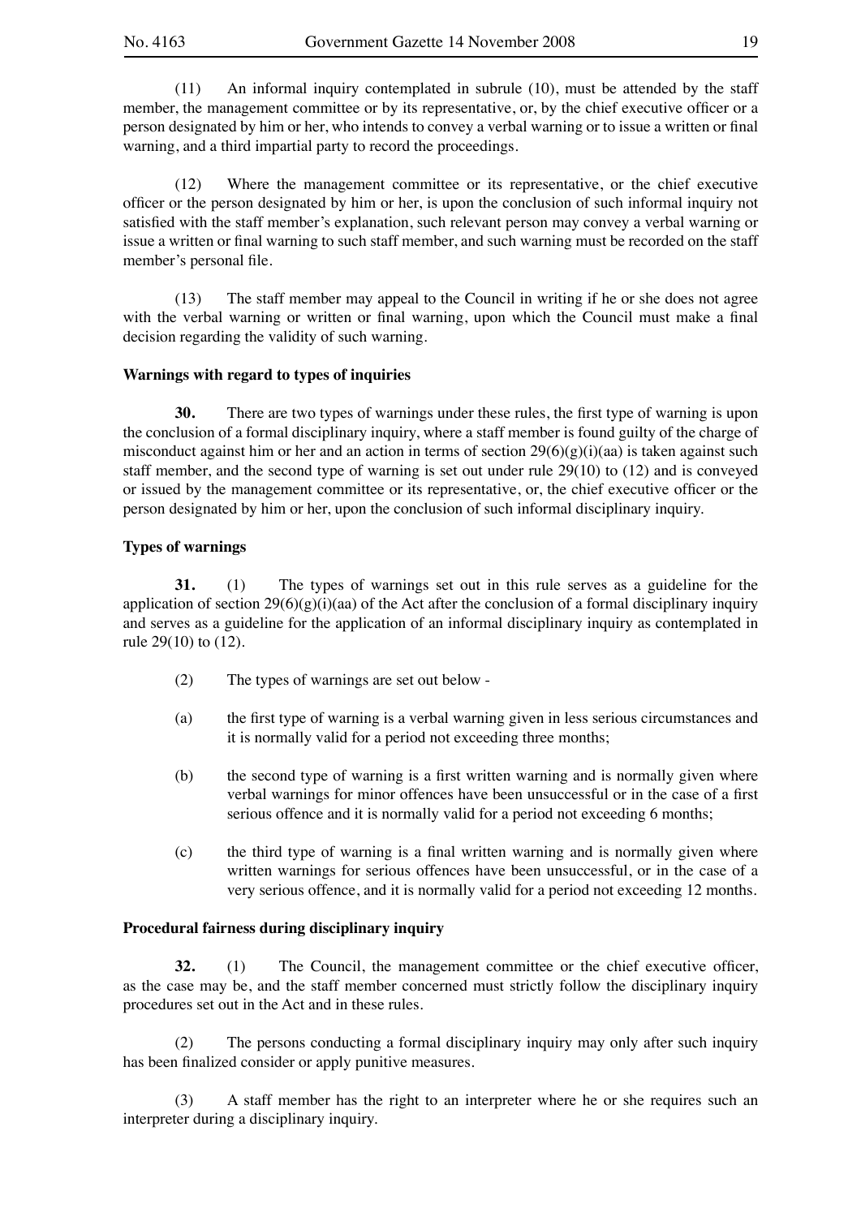(11) An informal inquiry contemplated in subrule (10), must be attended by the staff member, the management committee or by its representative, or, by the chief executive officer or a person designated by him or her, who intends to convey a verbal warning or to issue a written or final warning, and a third impartial party to record the proceedings.

(12) Where the management committee or its representative, or the chief executive officer or the person designated by him or her, is upon the conclusion of such informal inquiry not satisfied with the staff member's explanation, such relevant person may convey a verbal warning or issue a written or final warning to such staff member, and such warning must be recorded on the staff member's personal file.

(13) The staff member may appeal to the Council in writing if he or she does not agree with the verbal warning or written or final warning, upon which the Council must make a final decision regarding the validity of such warning.

**Warnings with regard to types of inquiries**

**30.** There are two types of warnings under these rules, the first type of warning is upon the conclusion of a formal disciplinary inquiry, where a staff member is found guilty of the charge of misconduct against him or her and an action in terms of section 29(6)(g)(i)(aa) is taken against such staff member, and the second type of warning is set out under rule 29(10) to (12) and is conveyed or issued by the management committee or its representative, or, the chief executive officer or the person designated by him or her, upon the conclusion of such informal disciplinary inquiry.

**Types of warnings**

**31.** (1) The types of warnings set out in this rule serves as a guideline for the application of section 29(6)(g)(i)(aa) of the Act after the conclusion of a formal disciplinary inquiry and serves as a guideline for the application of an informal disciplinary inquiry as contemplated in rule 29(10) to (12).

(2) The types of warnings are set out below -

(a) the first type of warning is a verbal warning given in less serious circumstances and it is normally valid for a period not exceeding three months;

(b) the second type of warning is a first written warning and is normally given where verbal warnings for minor offences have been unsuccessful or in the case of a first serious offence and it is normally valid for a period not exceeding 6 months;

(c) the third type of warning is a final written warning and is normally given where written warnings for serious offences have been unsuccessful, or in the case of a very serious offence, and it is normally valid for a period not exceeding 12 months.

**Procedural fairness during disciplinary inquiry**

**32.** (1) The Council, the management committee or the chief executive officer, as the case may be, and the staff member concerned must strictly follow the disciplinary inquiry procedures set out in the Act and in these rules.

(2) The persons conducting a formal disciplinary inquiry may only after such inquiry has been finalized consider or apply punitive measures.

(3) A staff member has the right to an interpreter where he or she requires such an interpreter during a disciplinary inquiry.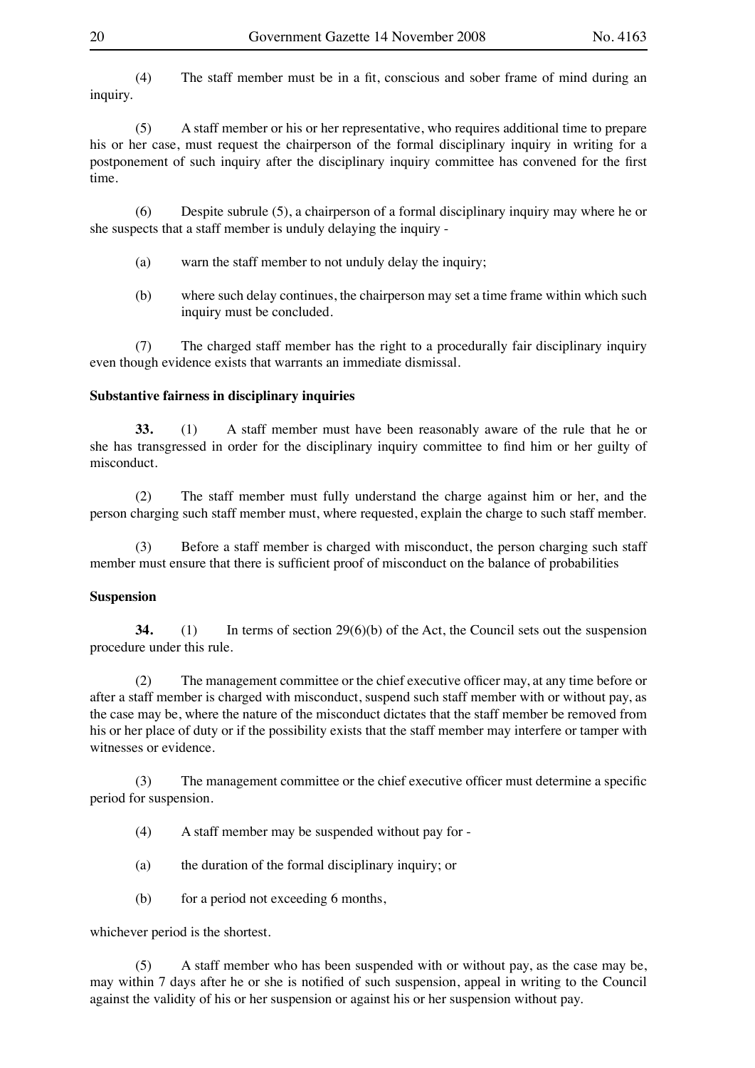(4) The staff member must be in a fit, conscious and sober frame of mind during an inquiry.

(5) A staff member or his or her representative, who requires additional time to prepare his or her case, must request the chairperson of the formal disciplinary inquiry in writing for a postponement of such inquiry after the disciplinary inquiry committee has convened for the first time.

(6) Despite subrule (5), a chairperson of a formal disciplinary inquiry may where he or she suspects that a staff member is unduly delaying the inquiry -

(a) warn the staff member to not unduly delay the inquiry;

(b) where such delay continues, the chairperson may set a time frame within which such inquiry must be concluded.

(7) The charged staff member has the right to a procedurally fair disciplinary inquiry even though evidence exists that warrants an immediate dismissal.

**Substantive fairness in disciplinary inquiries**

**33.** (1) A staff member must have been reasonably aware of the rule that he or she has transgressed in order for the disciplinary inquiry committee to find him or her guilty of misconduct.

(2) The staff member must fully understand the charge against him or her, and the person charging such staff member must, where requested, explain the charge to such staff member.

(3) Before a staff member is charged with misconduct, the person charging such staff member must ensure that there is sufficient proof of misconduct on the balance of probabilities

**Suspension**

**34.** (1) In terms of section 29(6)(b) of the Act, the Council sets out the suspension procedure under this rule.

(2) The management committee or the chief executive officer may, at any time before or after a staff member is charged with misconduct, suspend such staff member with or without pay, as the case may be, where the nature of the misconduct dictates that the staff member be removed from his or her place of duty or if the possibility exists that the staff member may interfere or tamper with witnesses or evidence.

(3) The management committee or the chief executive officer must determine a specific period for suspension.

(4) A staff member may be suspended without pay for -

(a) the duration of the formal disciplinary inquiry; or

(b) for a period not exceeding 6 months,

whichever period is the shortest.

(5) A staff member who has been suspended with or without pay, as the case may be, may within 7 days after he or she is notified of such suspension, appeal in writing to the Council against the validity of his or her suspension or against his or her suspension without pay.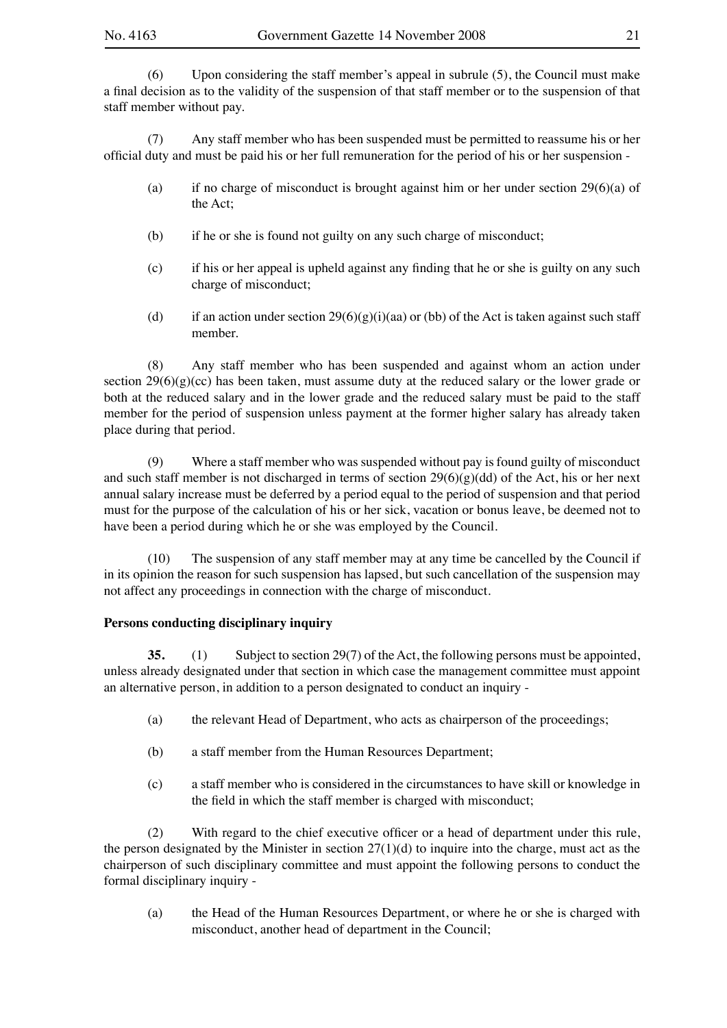(6) Upon considering the staff member's appeal in subrule (5), the Council must make a final decision as to the validity of the suspension of that staff member or to the suspension of that staff member without pay.

(7) Any staff member who has been suspended must be permitted to reassume his or her official duty and must be paid his or her full remuneration for the period of his or her suspension -

(a) if no charge of misconduct is brought against him or her under section 29(6)(a) of the Act;

(b) if he or she is found not guilty on any such charge of misconduct;

(c) if his or her appeal is upheld against any finding that he or she is guilty on any such charge of misconduct;

(d) if an action under section 29(6)(g)(i)(aa) or (bb) of the Act is taken against such staff member.

(8) Any staff member who has been suspended and against whom an action under section 29(6)(g)(cc) has been taken, must assume duty at the reduced salary or the lower grade or both at the reduced salary and in the lower grade and the reduced salary must be paid to the staff member for the period of suspension unless payment at the former higher salary has already taken place during that period.

(9) Where a staff member who was suspended without pay is found guilty of misconduct and such staff member is not discharged in terms of section 29(6)(g)(dd) of the Act, his or her next annual salary increase must be deferred by a period equal to the period of suspension and that period must for the purpose of the calculation of his or her sick, vacation or bonus leave, be deemed not to have been a period during which he or she was employed by the Council.

(10) The suspension of any staff member may at any time be cancelled by the Council if in its opinion the reason for such suspension has lapsed, but such cancellation of the suspension may not affect any proceedings in connection with the charge of misconduct.

**Persons conducting disciplinary inquiry**

**35.** (1) Subject to section 29(7) of the Act, the following persons must be appointed, unless already designated under that section in which case the management committee must appoint an alternative person, in addition to a person designated to conduct an inquiry -

(a) the relevant Head of Department, who acts as chairperson of the proceedings;

(b) a staff member from the Human Resources Department;

(c) a staff member who is considered in the circumstances to have skill or knowledge in the field in which the staff member is charged with misconduct;

(2) With regard to the chief executive officer or a head of department under this rule, the person designated by the Minister in section 27(1)(d) to inquire into the charge, must act as the chairperson of such disciplinary committee and must appoint the following persons to conduct the formal disciplinary inquiry -

(a) the Head of the Human Resources Department, or where he or she is charged with misconduct, another head of department in the Council;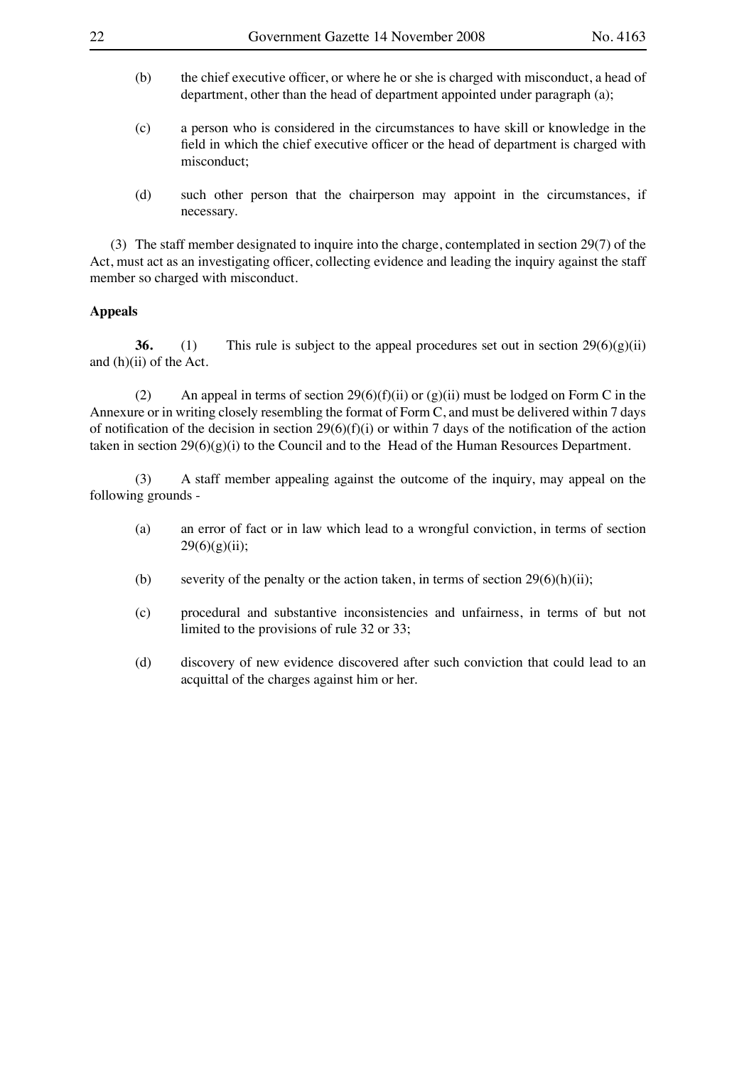(b) the chief executive officer, or where he or she is charged with misconduct, a head of department, other than the head of department appointed under paragraph (a);

(c) a person who is considered in the circumstances to have skill or knowledge in the field in which the chief executive officer or the head of department is charged with misconduct;

(d) such other person that the chairperson may appoint in the circumstances, if necessary.

(3) The staff member designated to inquire into the charge, contemplated in section 29(7) of the Act, must act as an investigating officer, collecting evidence and leading the inquiry against the staff member so charged with misconduct.

**Appeals**

**36.** (1) This rule is subject to the appeal procedures set out in section 29(6)(g)(ii) and (h)(ii) of the Act.

(2) An appeal in terms of section 29(6)(f)(ii) or (g)(ii) must be lodged on Form C in the Annexure or in writing closely resembling the format of Form C, and must be delivered within 7 days of notification of the decision in section 29(6)(f)(i) or within 7 days of the notification of the action taken in section 29(6)(g)(i) to the Council and to the Head of the Human Resources Department.

(3) A staff member appealing against the outcome of the inquiry, may appeal on the following grounds -

(a) an error of fact or in law which lead to a wrongful conviction, in terms of section 29(6)(g)(ii);

(b) severity of the penalty or the action taken, in terms of section 29(6)(h)(ii);

(c) procedural and substantive inconsistencies and unfairness, in terms of but not limited to the provisions of rule 32 or 33;

(d) discovery of new evidence discovered after such conviction that could lead to an acquittal of the charges against him or her.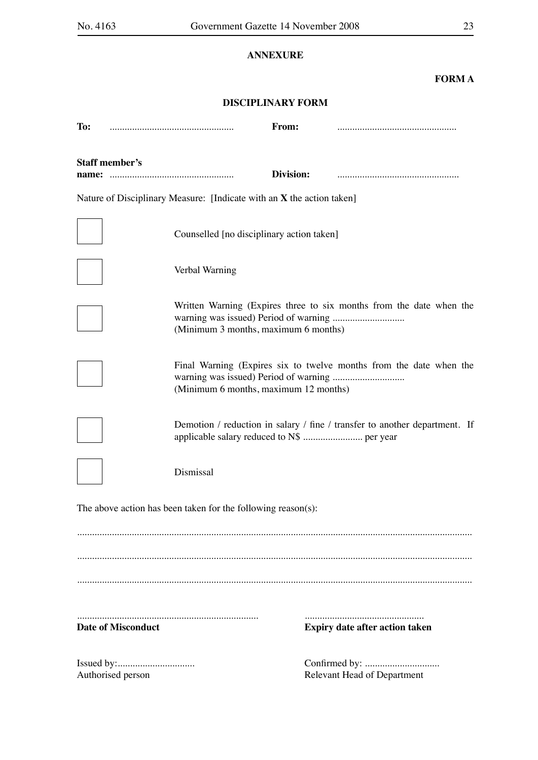**ANNEXURE**

**FORM A**

**DISCIPLINARY FORM**

**To:** .................................................. **From:** ................................................

**Staff member's name:** .................................................. **Division:** .................................................

Nature of Disciplinary Measure: [Indicate with an **X** the action taken]

☐ Counselled [no disciplinary action taken]

☐ Verbal Warning

☐ Written Warning (Expires three to six months from the date when the warning was issued) Period of warning .............................
(Minimum 3 months, maximum 6 months)

☐ Final Warning (Expires six to twelve months from the date when the warning was issued) Period of warning .............................
(Minimum 6 months, maximum 12 months)

☐ Demotion / reduction in salary / fine / transfer to another department. If applicable salary reduced to N$ ........................ per year

☐ Dismissal

The above action has been taken for the following reason(s):

.............................................................................................................................................................

.............................................................................................................................................................

.............................................................................................................................................................

......................................................................... ................................................
**Date of Misconduct** **Expiry date after action taken**

Issued by:............................... Confirmed by: ..............................
Authorised person Relevant Head of Department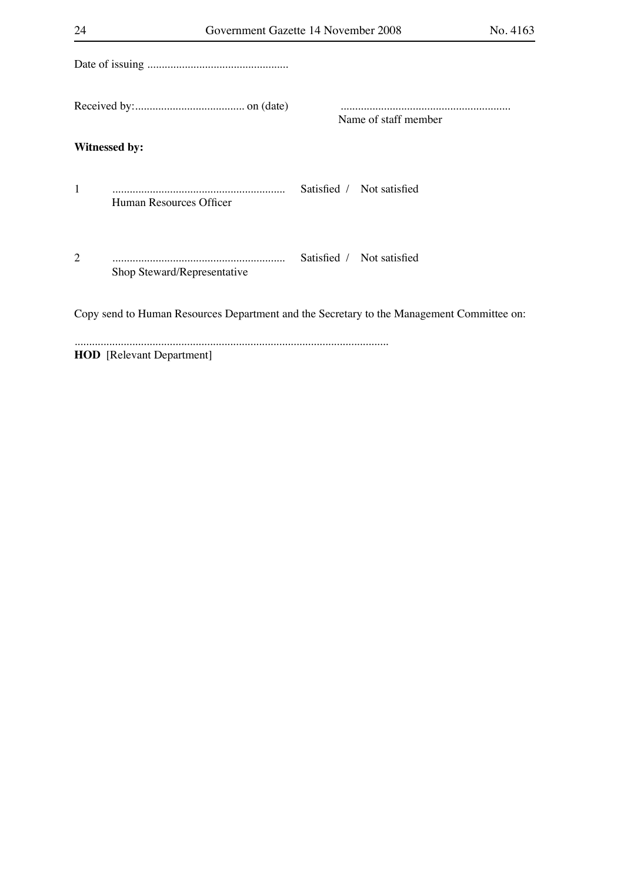Date of issuing .................................................

Received by:...................................... on (date) ...........................................................
Name of staff member

**Witnessed by:**

1 ........................................................... Satisfied / Not satisfied
Human Resources Officer

2 ........................................................... Satisfied / Not satisfied
Shop Steward/Representative

Copy send to Human Resources Department and the Secretary to the Management Committee on:

............................................................................................................
**HOD** [Relevant Department]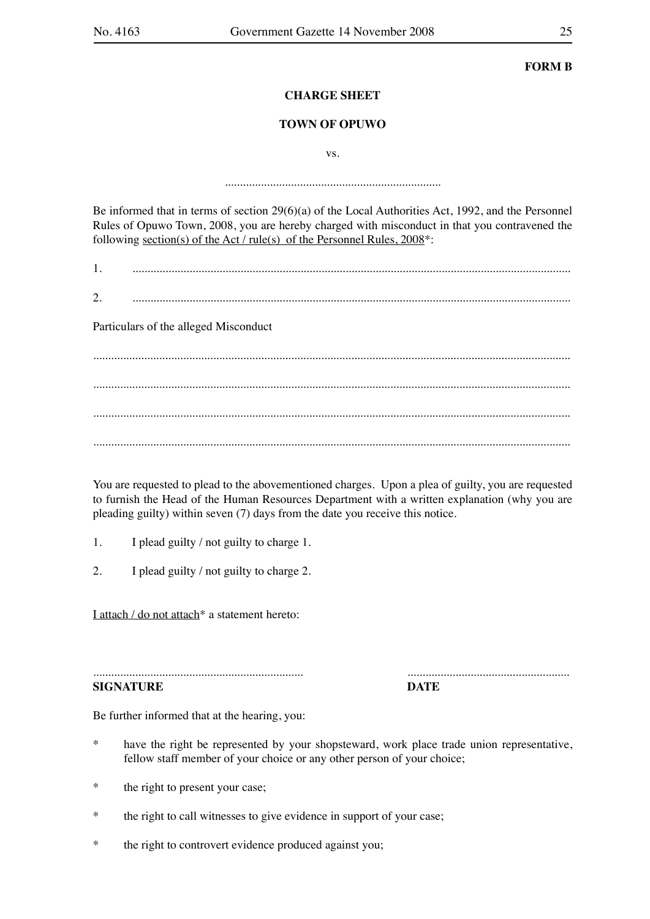**FORM B**

**CHARGE SHEET**

**TOWN OF OPUWO**

vs.

.......................................................................

Be informed that in terms of section 29(6)(a) of the Local Authorities Act, 1992, and the Personnel Rules of Opuwo Town, 2008, you are hereby charged with misconduct in that you contravened the following section(s) of the Act / rule(s) of the Personnel Rules, 2008*:

1. ..................................................................................................................................

2. ..................................................................................................................................

Particulars of the alleged Misconduct

.............................................................................................................................................

.............................................................................................................................................

.............................................................................................................................................

.............................................................................................................................................

You are requested to plead to the abovementioned charges. Upon a plea of guilty, you are requested to furnish the Head of the Human Resources Department with a written explanation (why you are pleading guilty) within seven (7) days from the date you receive this notice.

1. I plead guilty / not guilty to charge 1.

2. I plead guilty / not guilty to charge 2.

I attach / do not attach* a statement hereto:

...................................................................... ......................................................

**SIGNATURE** **DATE**

Be further informed that at the hearing, you:

* have the right be represented by your shopsteward, work place trade union representative, fellow staff member of your choice or any other person of your choice;

* the right to present your case;

* the right to call witnesses to give evidence in support of your case;

* the right to controvert evidence produced against you;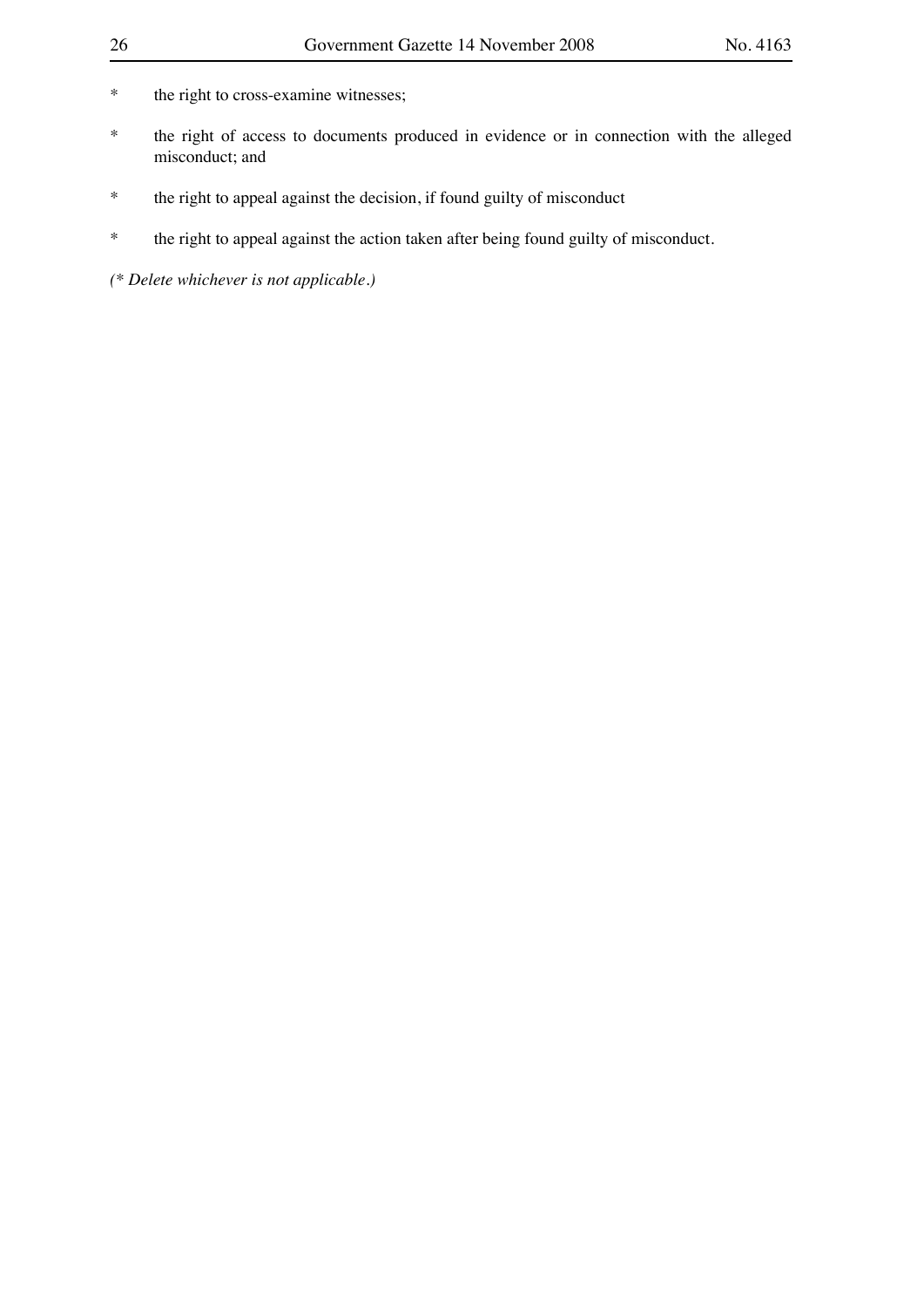\*	the right to cross-examine witnesses;

\*	the right of access to documents produced in evidence or in connection with the alleged misconduct; and

\*	the right to appeal against the decision, if found guilty of misconduct

\*	the right to appeal against the action taken after being found guilty of misconduct.

*(\* Delete whichever is not applicable.)*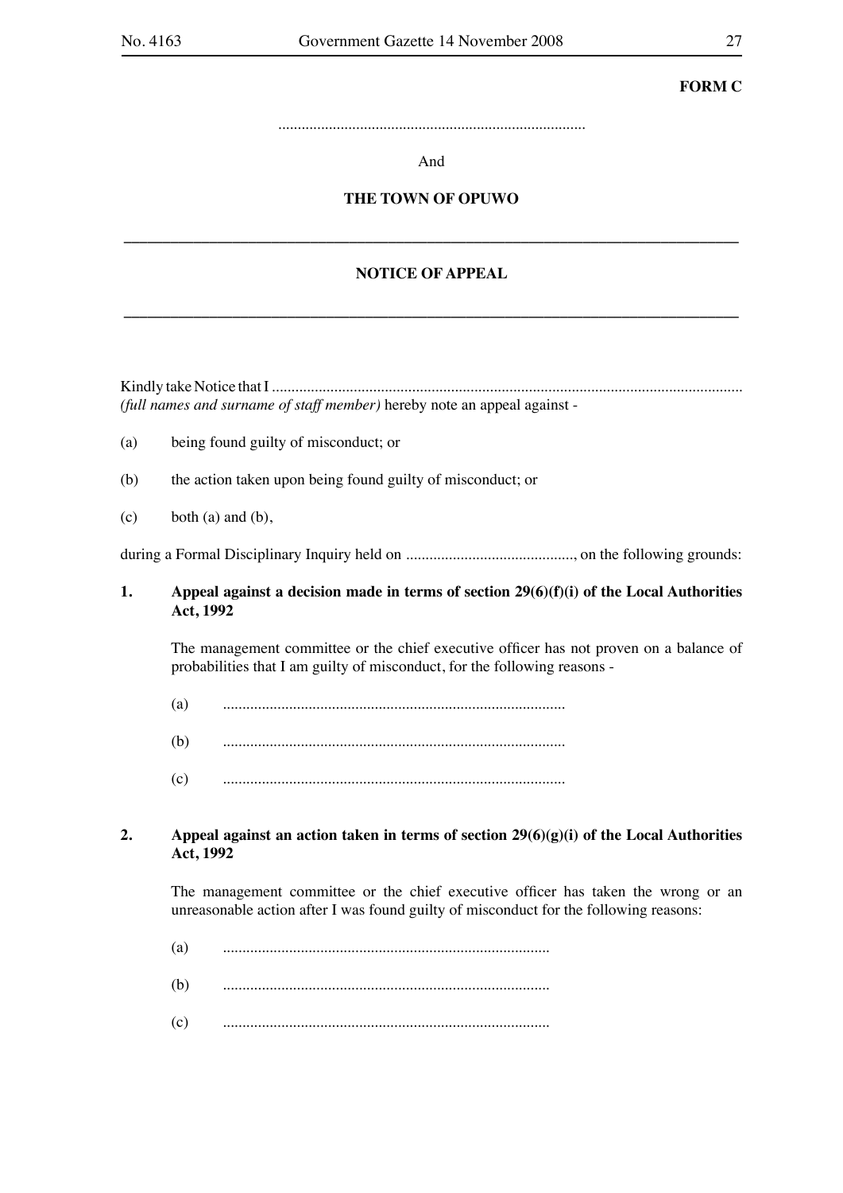**FORM C**

..............................................................................

And

**THE TOWN OF OPUWO**

---

**NOTICE OF APPEAL**

---

Kindly take Notice that I ........................................................................................................................ *(full names and surname of staff member)* hereby note an appeal against -

(a) being found guilty of misconduct; or

(b) the action taken upon being found guilty of misconduct; or

(c) both (a) and (b),

during a Formal Disciplinary Inquiry held on ..........................................., on the following grounds:

**1. Appeal against a decision made in terms of section 29(6)(f)(i) of the Local Authorities Act, 1992**

The management committee or the chief executive officer has not proven on a balance of probabilities that I am guilty of misconduct, for the following reasons -

(a) .......................................................................................

(b) .......................................................................................

(c) .......................................................................................

**2. Appeal against an action taken in terms of section 29(6)(g)(i) of the Local Authorities Act, 1992**

The management committee or the chief executive officer has taken the wrong or an unreasonable action after I was found guilty of misconduct for the following reasons:

(a) ...................................................................................

(b) ...................................................................................

(c) ...................................................................................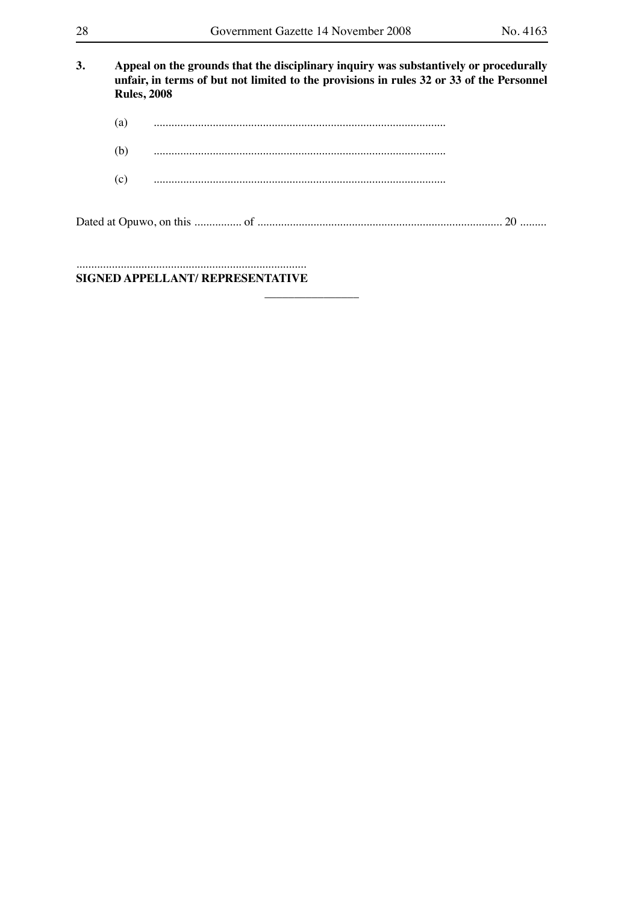**3. Appeal on the grounds that the disciplinary inquiry was substantively or procedurally unfair, in terms of but not limited to the provisions in rules 32 or 33 of the Personnel Rules, 2008**

(a) ..................................................................................................

(b) ..................................................................................................

(c) ..................................................................................................

Dated at Opuwo, on this ................ of .................................................................................. 20 .........

..............................................................................

**SIGNED APPELLANT/ REPRESENTATIVE**

________________